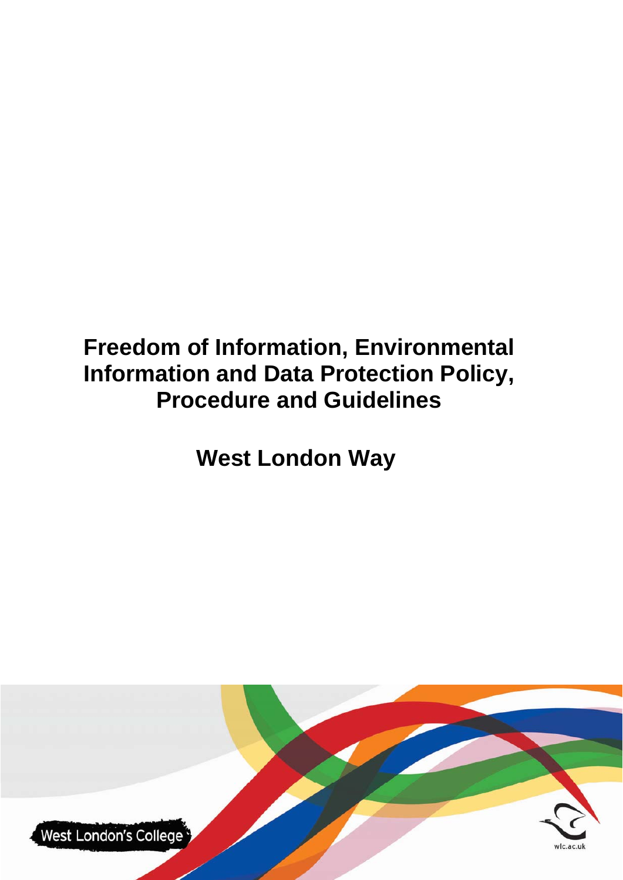# Freedom of Information, Environmental Information and Data Protection Policy, Procedure and Guidelines

## West London Way

West London's College

wlc.ac.uk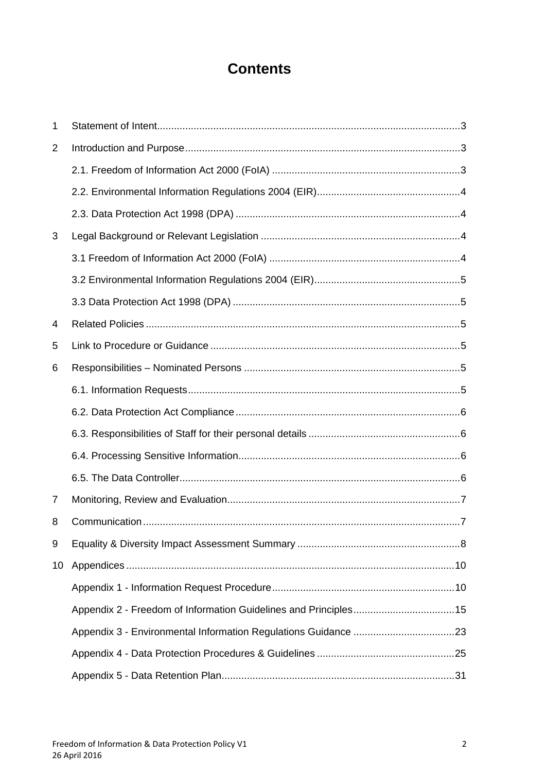# Contents

| | | |
|---|---|---|
| 1 | Statement of Intent | 3 |
| 2 | Introduction and Purpose | 3 |
| | 2.1. Freedom of Information Act 2000 (FoIA) | 3 |
| | 2.2. Environmental Information Regulations 2004 (EIR) | 4 |
| | 2.3. Data Protection Act 1998 (DPA) | 4 |
| 3 | Legal Background or Relevant Legislation | 4 |
| | 3.1 Freedom of Information Act 2000 (FoIA) | 4 |
| | 3.2 Environmental Information Regulations 2004 (EIR) | 5 |
| | 3.3 Data Protection Act 1998 (DPA) | 5 |
| 4 | Related Policies | 5 |
| 5 | Link to Procedure or Guidance | 5 |
| 6 | Responsibilities – Nominated Persons | 5 |
| | 6.1. Information Requests | 5 |
| | 6.2. Data Protection Act Compliance | 6 |
| | 6.3. Responsibilities of Staff for their personal details | 6 |
| | 6.4. Processing Sensitive Information | 6 |
| | 6.5. The Data Controller | 6 |
| 7 | Monitoring, Review and Evaluation | 7 |
| 8 | Communication | 7 |
| 9 | Equality & Diversity Impact Assessment Summary | 8 |
| 10 | Appendices | 10 |
| | Appendix 1 - Information Request Procedure | 10 |
| | Appendix 2 - Freedom of Information Guidelines and Principles | 15 |
| | Appendix 3 - Environmental Information Regulations Guidance | 23 |
| | Appendix 4 - Data Protection Procedures & Guidelines | 25 |
| | Appendix 5 - Data Retention Plan | 31 |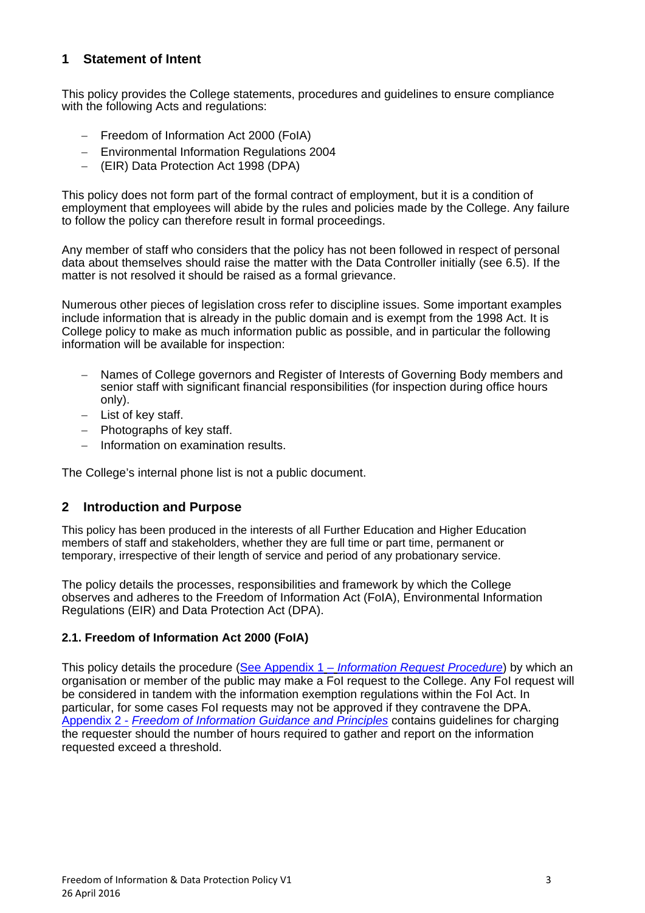## 1 Statement of Intent

This policy provides the College statements, procedures and guidelines to ensure compliance with the following Acts and regulations:

- Freedom of Information Act 2000 (FoIA)
- Environmental Information Regulations 2004
- (EIR) Data Protection Act 1998 (DPA)

This policy does not form part of the formal contract of employment, but it is a condition of employment that employees will abide by the rules and policies made by the College. Any failure to follow the policy can therefore result in formal proceedings.

Any member of staff who considers that the policy has not been followed in respect of personal data about themselves should raise the matter with the Data Controller initially (see 6.5). If the matter is not resolved it should be raised as a formal grievance.

Numerous other pieces of legislation cross refer to discipline issues. Some important examples include information that is already in the public domain and is exempt from the 1998 Act. It is College policy to make as much information public as possible, and in particular the following information will be available for inspection:

- Names of College governors and Register of Interests of Governing Body members and senior staff with significant financial responsibilities (for inspection during office hours only).
- List of key staff.
- Photographs of key staff.
- Information on examination results.

The College's internal phone list is not a public document.

## 2 Introduction and Purpose

This policy has been produced in the interests of all Further Education and Higher Education members of staff and stakeholders, whether they are full time or part time, permanent or temporary, irrespective of their length of service and period of any probationary service.

The policy details the processes, responsibilities and framework by which the College observes and adheres to the Freedom of Information Act (FoIA), Environmental Information Regulations (EIR) and Data Protection Act (DPA).

### 2.1. Freedom of Information Act 2000 (FoIA)

This policy details the procedure (See Appendix 1 – *Information Request Procedure*) by which an organisation or member of the public may make a FoI request to the College. Any FoI request will be considered in tandem with the information exemption regulations within the FoI Act. In particular, for some cases FoI requests may not be approved if they contravene the DPA. Appendix 2 - *Freedom of Information Guidance and Principles* contains guidelines for charging the requester should the number of hours required to gather and report on the information requested exceed a threshold.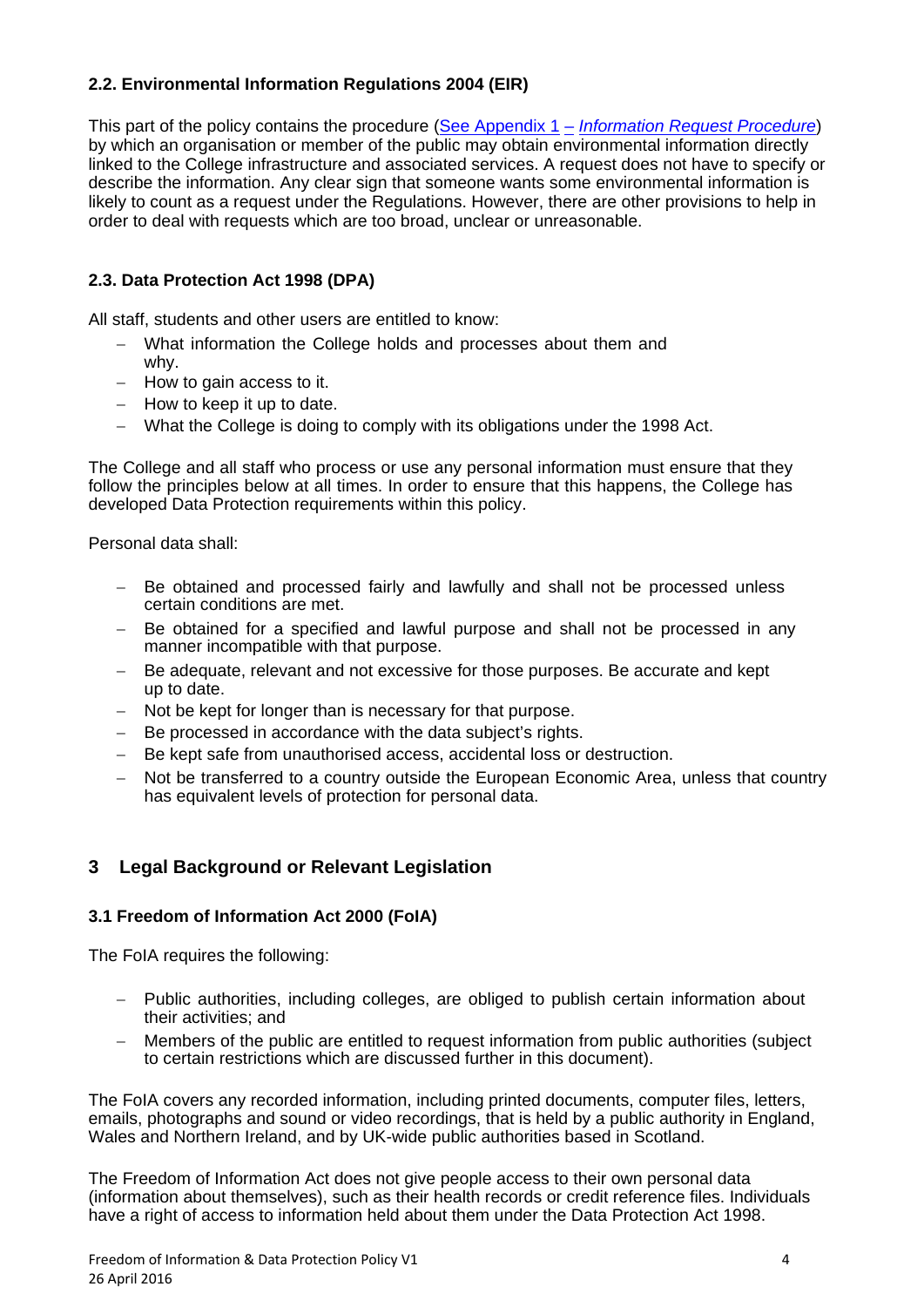### 2.2. Environmental Information Regulations 2004 (EIR)

This part of the policy contains the procedure ([See Appendix 1 – *Information Request Procedure*]) by which an organisation or member of the public may obtain environmental information directly linked to the College infrastructure and associated services. A request does not have to specify or describe the information. Any clear sign that someone wants some environmental information is likely to count as a request under the Regulations. However, there are other provisions to help in order to deal with requests which are too broad, unclear or unreasonable.

### 2.3. Data Protection Act 1998 (DPA)

All staff, students and other users are entitled to know:

- What information the College holds and processes about them and why.
- How to gain access to it.
- How to keep it up to date.
- What the College is doing to comply with its obligations under the 1998 Act.

The College and all staff who process or use any personal information must ensure that they follow the principles below at all times. In order to ensure that this happens, the College has developed Data Protection requirements within this policy.

Personal data shall:

- Be obtained and processed fairly and lawfully and shall not be processed unless certain conditions are met.
- Be obtained for a specified and lawful purpose and shall not be processed in any manner incompatible with that purpose.
- Be adequate, relevant and not excessive for those purposes. Be accurate and kept up to date.
- Not be kept for longer than is necessary for that purpose.
- Be processed in accordance with the data subject's rights.
- Be kept safe from unauthorised access, accidental loss or destruction.
- Not be transferred to a country outside the European Economic Area, unless that country has equivalent levels of protection for personal data.

## 3 Legal Background or Relevant Legislation

### 3.1 Freedom of Information Act 2000 (FoIA)

The FoIA requires the following:

- Public authorities, including colleges, are obliged to publish certain information about their activities; and
- Members of the public are entitled to request information from public authorities (subject to certain restrictions which are discussed further in this document).

The FoIA covers any recorded information, including printed documents, computer files, letters, emails, photographs and sound or video recordings, that is held by a public authority in England, Wales and Northern Ireland, and by UK-wide public authorities based in Scotland.

The Freedom of Information Act does not give people access to their own personal data (information about themselves), such as their health records or credit reference files. Individuals have a right of access to information held about them under the Data Protection Act 1998.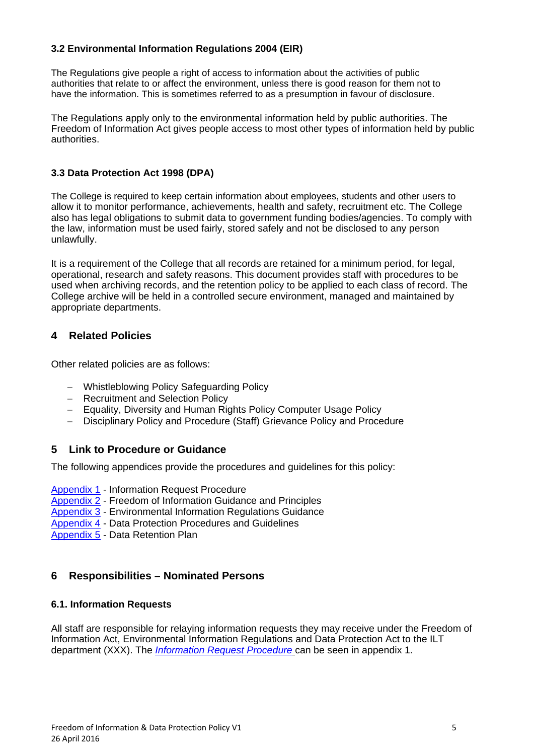### 3.2 Environmental Information Regulations 2004 (EIR)

The Regulations give people a right of access to information about the activities of public authorities that relate to or affect the environment, unless there is good reason for them not to have the information. This is sometimes referred to as a presumption in favour of disclosure.

The Regulations apply only to the environmental information held by public authorities. The Freedom of Information Act gives people access to most other types of information held by public authorities.

### 3.3 Data Protection Act 1998 (DPA)

The College is required to keep certain information about employees, students and other users to allow it to monitor performance, achievements, health and safety, recruitment etc. The College also has legal obligations to submit data to government funding bodies/agencies. To comply with the law, information must be used fairly, stored safely and not be disclosed to any person unlawfully.

It is a requirement of the College that all records are retained for a minimum period, for legal, operational, research and safety reasons. This document provides staff with procedures to be used when archiving records, and the retention policy to be applied to each class of record. The College archive will be held in a controlled secure environment, managed and maintained by appropriate departments.

## 4 Related Policies

Other related policies are as follows:

- Whistleblowing Policy Safeguarding Policy
- Recruitment and Selection Policy
- Equality, Diversity and Human Rights Policy Computer Usage Policy
- Disciplinary Policy and Procedure (Staff) Grievance Policy and Procedure

## 5 Link to Procedure or Guidance

The following appendices provide the procedures and guidelines for this policy:

Appendix 1 - Information Request Procedure
Appendix 2 - Freedom of Information Guidance and Principles
Appendix 3 - Environmental Information Regulations Guidance
Appendix 4 - Data Protection Procedures and Guidelines
Appendix 5 - Data Retention Plan

## 6 Responsibilities – Nominated Persons

### 6.1. Information Requests

All staff are responsible for relaying information requests they may receive under the Freedom of Information Act, Environmental Information Regulations and Data Protection Act to the ILT department (XXX). The *Information Request Procedure* can be seen in appendix 1.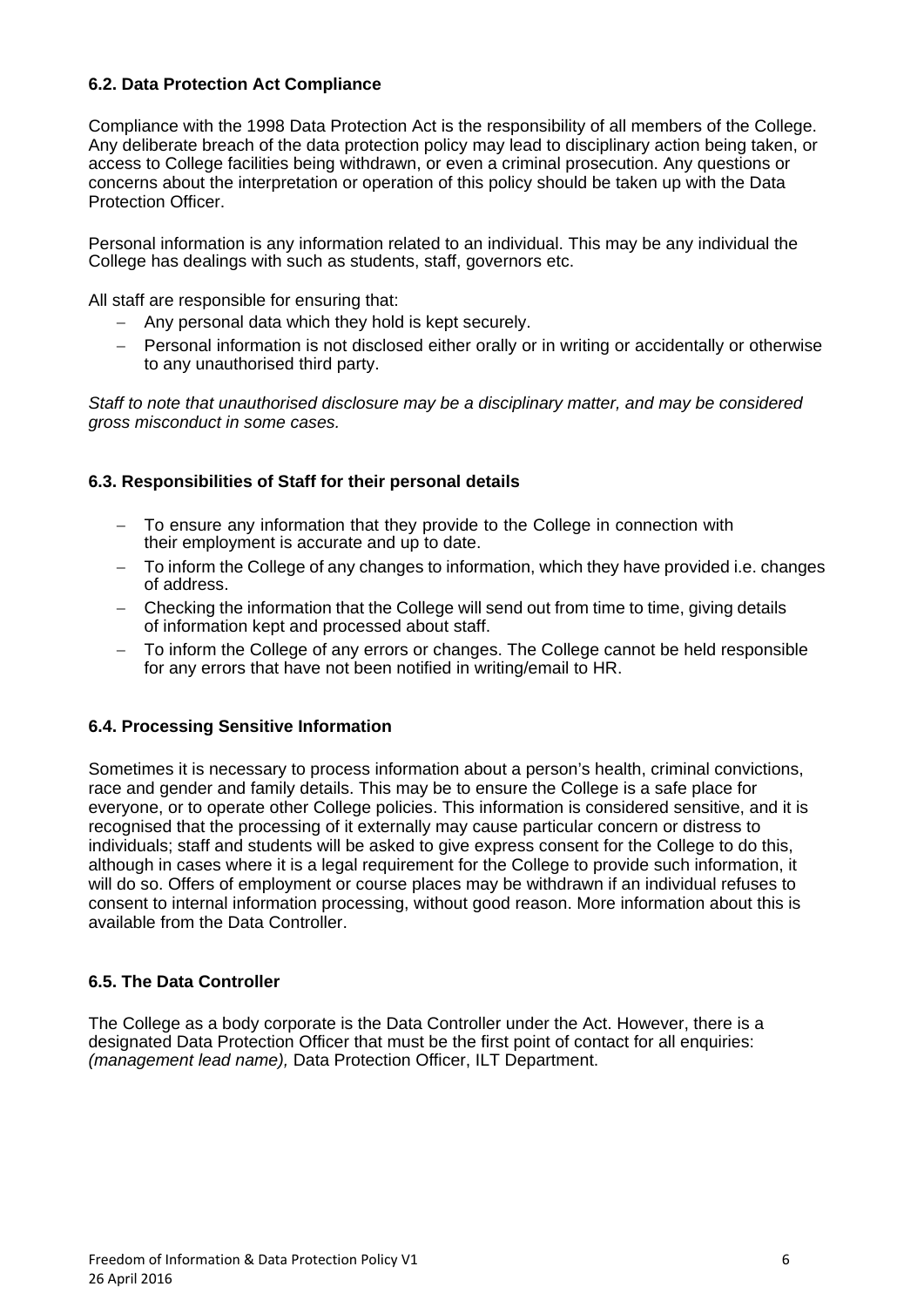### 6.2. Data Protection Act Compliance

Compliance with the 1998 Data Protection Act is the responsibility of all members of the College. Any deliberate breach of the data protection policy may lead to disciplinary action being taken, or access to College facilities being withdrawn, or even a criminal prosecution. Any questions or concerns about the interpretation or operation of this policy should be taken up with the Data Protection Officer.

Personal information is any information related to an individual. This may be any individual the College has dealings with such as students, staff, governors etc.

All staff are responsible for ensuring that:

- Any personal data which they hold is kept securely.
- Personal information is not disclosed either orally or in writing or accidentally or otherwise to any unauthorised third party.

*Staff to note that unauthorised disclosure may be a disciplinary matter, and may be considered gross misconduct in some cases.*

### 6.3. Responsibilities of Staff for their personal details

- To ensure any information that they provide to the College in connection with their employment is accurate and up to date.
- To inform the College of any changes to information, which they have provided i.e. changes of address.
- Checking the information that the College will send out from time to time, giving details of information kept and processed about staff.
- To inform the College of any errors or changes. The College cannot be held responsible for any errors that have not been notified in writing/email to HR.

### 6.4. Processing Sensitive Information

Sometimes it is necessary to process information about a person's health, criminal convictions, race and gender and family details. This may be to ensure the College is a safe place for everyone, or to operate other College policies. This information is considered sensitive, and it is recognised that the processing of it externally may cause particular concern or distress to individuals; staff and students will be asked to give express consent for the College to do this, although in cases where it is a legal requirement for the College to provide such information, it will do so. Offers of employment or course places may be withdrawn if an individual refuses to consent to internal information processing, without good reason. More information about this is available from the Data Controller.

### 6.5. The Data Controller

The College as a body corporate is the Data Controller under the Act. However, there is a designated Data Protection Officer that must be the first point of contact for all enquiries: *(management lead name),* Data Protection Officer, ILT Department.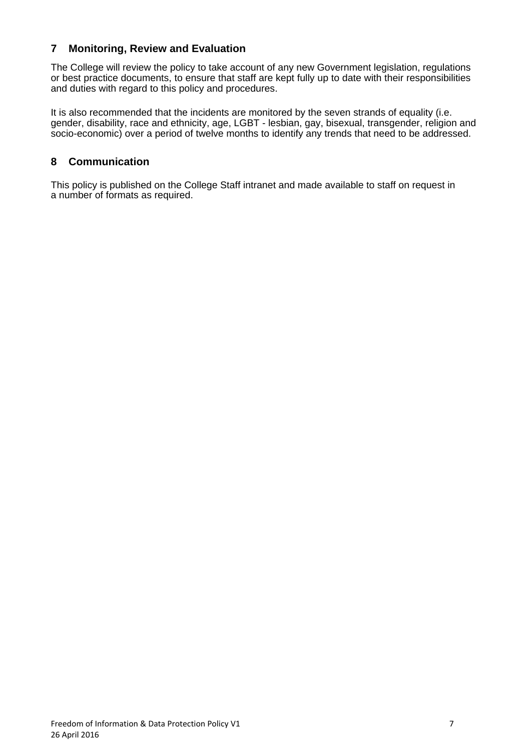## 7 Monitoring, Review and Evaluation

The College will review the policy to take account of any new Government legislation, regulations or best practice documents, to ensure that staff are kept fully up to date with their responsibilities and duties with regard to this policy and procedures.

It is also recommended that the incidents are monitored by the seven strands of equality (i.e. gender, disability, race and ethnicity, age, LGBT - lesbian, gay, bisexual, transgender, religion and socio-economic) over a period of twelve months to identify any trends that need to be addressed.

## 8 Communication

This policy is published on the College Staff intranet and made available to staff on request in a number of formats as required.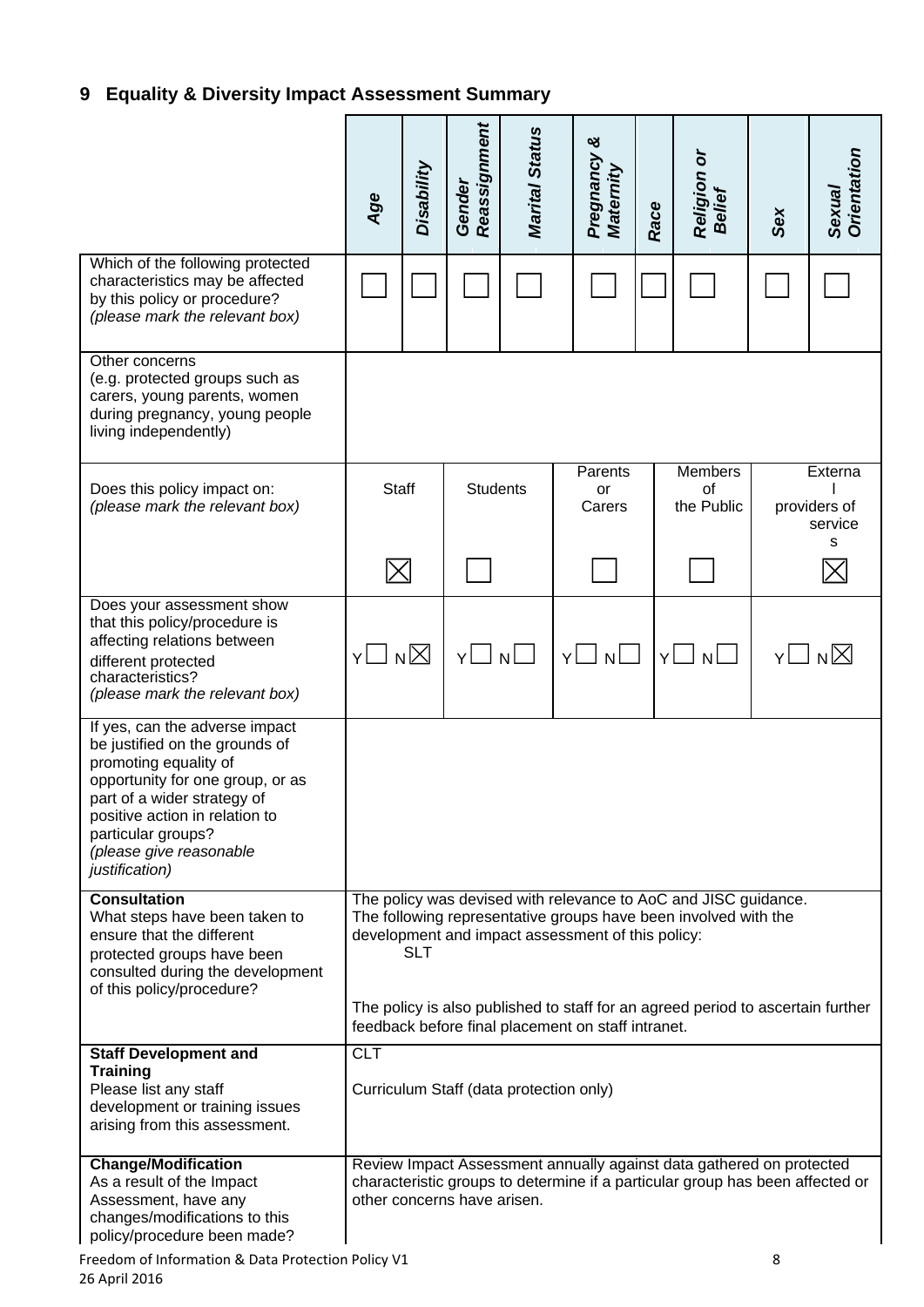## 9 Equality & Diversity Impact Assessment Summary

| | *Age* | *Disability* | *Gender Reassignment* | *Marital Status* | *Pregnancy & Maternity* | *Race* | *Religion or Belief* | *Sex* | *Sexual Orientation* |
|---|---|---|---|---|---|---|---|---|---|
| Which of the following protected characteristics may be affected by this policy or procedure? *(please mark the relevant box)* | ☐ | ☐ | ☐ | ☐ | ☐ | ☐ | ☐ | ☐ | ☐ |
| Other concerns (e.g. protected groups such as carers, young parents, women during pregnancy, young people living independently) | | | | | | | | | |

| | Staff | Students | Parents or Carers | Members of the Public | External providers of services |
|---|---|---|---|---|---|
| Does this policy impact on: *(please mark the relevant box)* | ☒ | ☐ | ☐ | ☐ | ☒ |
| Does your assessment show that this policy/procedure is affecting relations between different protected characteristics? *(please mark the relevant box)* | Y ☐ N ☒ | Y ☐ N ☐ | Y ☐ N ☐ | Y ☐ N ☐ | Y ☐ N ☒ |
| If yes, can the adverse impact be justified on the grounds of promoting equality of opportunity for one group, or as part of a wider strategy of positive action in relation to particular groups? *(please give reasonable justification)* | | | | | |

| | |
|---|---|
| **Consultation**<br>What steps have been taken to ensure that the different protected groups have been consulted during the development of this policy/procedure? | The policy was devised with relevance to AoC and JISC guidance. The following representative groups have been involved with the development and impact assessment of this policy:<br>SLT<br><br>The policy is also published to staff for an agreed period to ascertain further feedback before final placement on staff intranet. |
| **Staff Development and Training**<br>Please list any staff development or training issues arising from this assessment. | CLT<br><br>Curriculum Staff (data protection only) |
| **Change/Modification**<br>As a result of the Impact Assessment, have any changes/modifications to this policy/procedure been made? | Review Impact Assessment annually against data gathered on protected characteristic groups to determine if a particular group has been affected or other concerns have arisen. |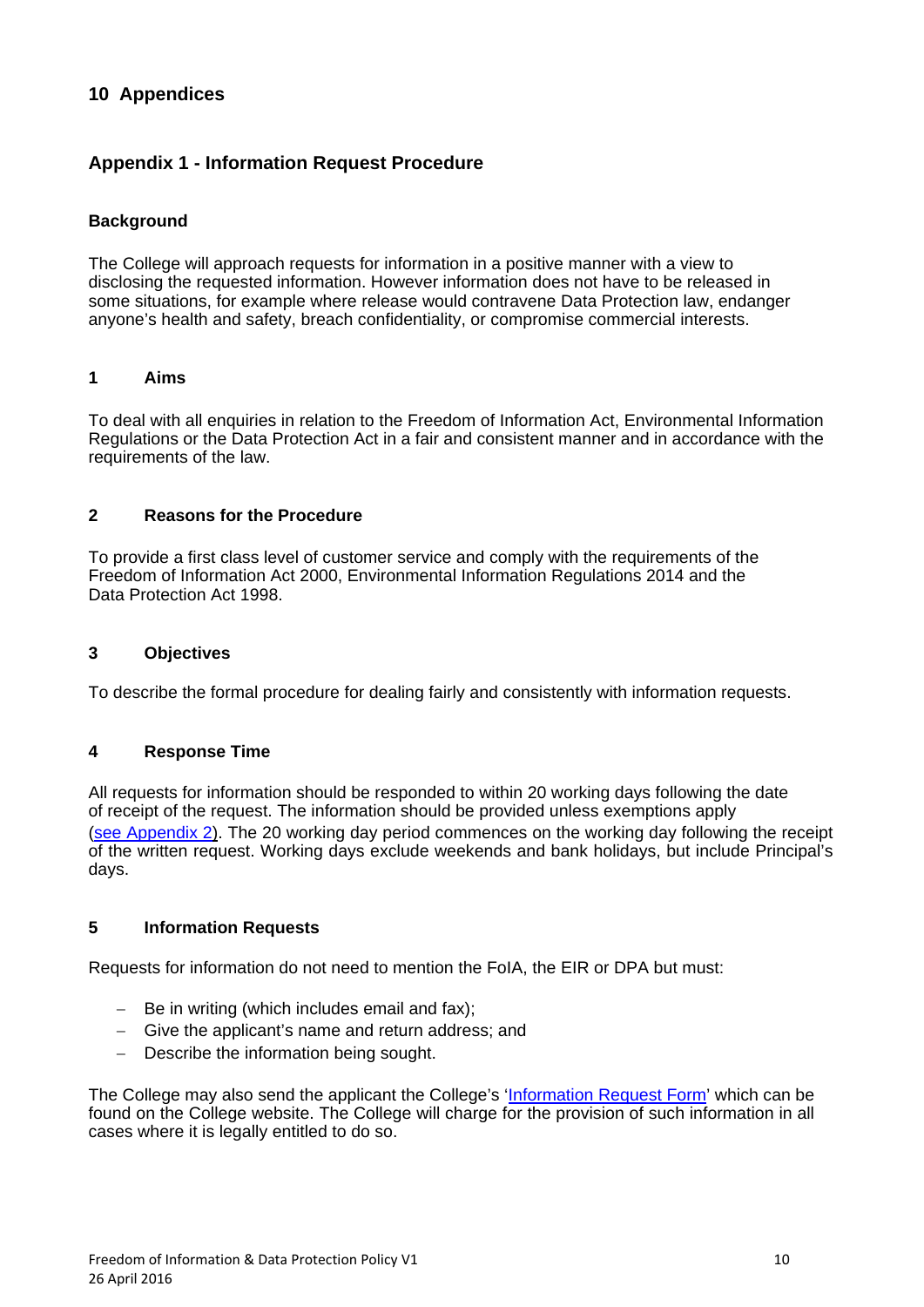## 10 Appendices

### Appendix 1 - Information Request Procedure

#### Background

The College will approach requests for information in a positive manner with a view to disclosing the requested information. However information does not have to be released in some situations, for example where release would contravene Data Protection law, endanger anyone's health and safety, breach confidentiality, or compromise commercial interests.

#### 1 Aims

To deal with all enquiries in relation to the Freedom of Information Act, Environmental Information Regulations or the Data Protection Act in a fair and consistent manner and in accordance with the requirements of the law.

#### 2 Reasons for the Procedure

To provide a first class level of customer service and comply with the requirements of the Freedom of Information Act 2000, Environmental Information Regulations 2014 and the Data Protection Act 1998.

#### 3 Objectives

To describe the formal procedure for dealing fairly and consistently with information requests.

#### 4 Response Time

All requests for information should be responded to within 20 working days following the date of receipt of the request. The information should be provided unless exemptions apply (see Appendix 2). The 20 working day period commences on the working day following the receipt of the written request. Working days exclude weekends and bank holidays, but include Principal's days.

#### 5 Information Requests

Requests for information do not need to mention the FoIA, the EIR or DPA but must:

- Be in writing (which includes email and fax);
- Give the applicant's name and return address; and
- Describe the information being sought.

The College may also send the applicant the College's 'Information Request Form' which can be found on the College website. The College will charge for the provision of such information in all cases where it is legally entitled to do so.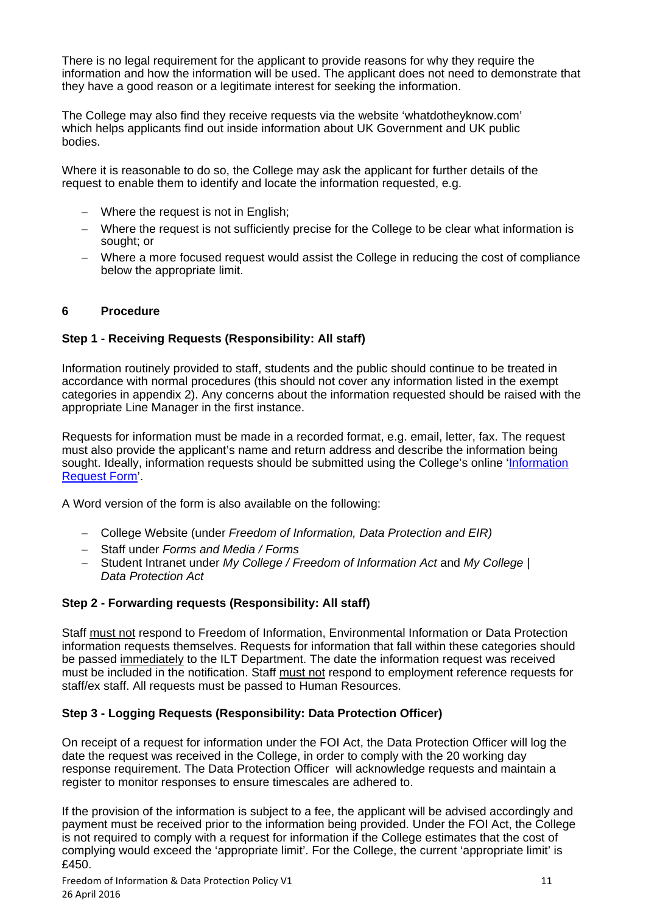There is no legal requirement for the applicant to provide reasons for why they require the information and how the information will be used. The applicant does not need to demonstrate that they have a good reason or a legitimate interest for seeking the information.

The College may also find they receive requests via the website 'whatdotheyknow.com' which helps applicants find out inside information about UK Government and UK public bodies.

Where it is reasonable to do so, the College may ask the applicant for further details of the request to enable them to identify and locate the information requested, e.g.

- Where the request is not in English;
- Where the request is not sufficiently precise for the College to be clear what information is sought; or
- Where a more focused request would assist the College in reducing the cost of compliance below the appropriate limit.

## 6 Procedure

### Step 1 - Receiving Requests (Responsibility: All staff)

Information routinely provided to staff, students and the public should continue to be treated in accordance with normal procedures (this should not cover any information listed in the exempt categories in appendix 2). Any concerns about the information requested should be raised with the appropriate Line Manager in the first instance.

Requests for information must be made in a recorded format, e.g. email, letter, fax. The request must also provide the applicant's name and return address and describe the information being sought. Ideally, information requests should be submitted using the College's online 'Information Request Form'.

A Word version of the form is also available on the following:

- College Website (under *Freedom of Information, Data Protection and EIR)*
- Staff under *Forms and Media / Forms*
- Student Intranet under *My College / Freedom of Information Act* and *My College | Data Protection Act*

### Step 2 - Forwarding requests (Responsibility: All staff)

Staff must not respond to Freedom of Information, Environmental Information or Data Protection information requests themselves. Requests for information that fall within these categories should be passed immediately to the ILT Department. The date the information request was received must be included in the notification. Staff must not respond to employment reference requests for staff/ex staff. All requests must be passed to Human Resources.

### Step 3 - Logging Requests (Responsibility: Data Protection Officer)

On receipt of a request for information under the FOI Act, the Data Protection Officer will log the date the request was received in the College, in order to comply with the 20 working day response requirement. The Data Protection Officer will acknowledge requests and maintain a register to monitor responses to ensure timescales are adhered to.

If the provision of the information is subject to a fee, the applicant will be advised accordingly and payment must be received prior to the information being provided. Under the FOI Act, the College is not required to comply with a request for information if the College estimates that the cost of complying would exceed the 'appropriate limit'. For the College, the current 'appropriate limit' is £450.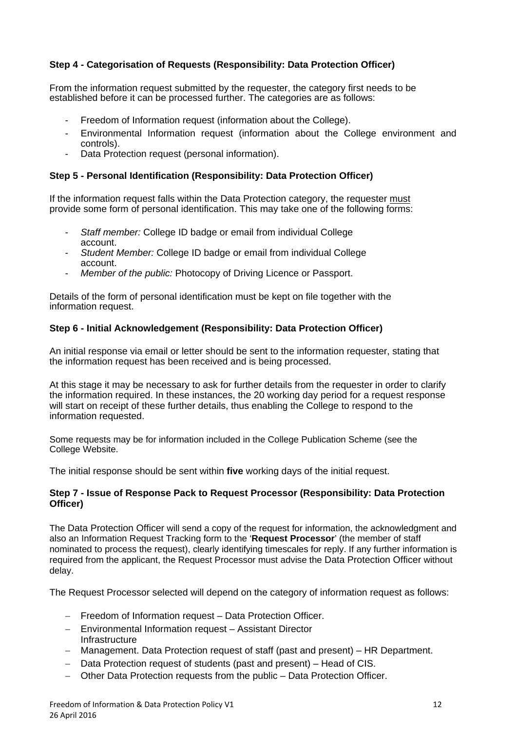**Step 4 - Categorisation of Requests (Responsibility: Data Protection Officer)**

From the information request submitted by the requester, the category first needs to be established before it can be processed further. The categories are as follows:

- Freedom of Information request (information about the College).
- Environmental Information request (information about the College environment and controls).
- Data Protection request (personal information).

**Step 5 - Personal Identification (Responsibility: Data Protection Officer)**

If the information request falls within the Data Protection category, the requester must provide some form of personal identification. This may take one of the following forms:

- *Staff member:* College ID badge or email from individual College account.
- *Student Member:* College ID badge or email from individual College account.
- *Member of the public:* Photocopy of Driving Licence or Passport.

Details of the form of personal identification must be kept on file together with the information request.

**Step 6 - Initial Acknowledgement (Responsibility: Data Protection Officer)**

An initial response via email or letter should be sent to the information requester, stating that the information request has been received and is being processed.

At this stage it may be necessary to ask for further details from the requester in order to clarify the information required. In these instances, the 20 working day period for a request response will start on receipt of these further details, thus enabling the College to respond to the information requested.

Some requests may be for information included in the College Publication Scheme (see the College Website.

The initial response should be sent within **five** working days of the initial request.

**Step 7 - Issue of Response Pack to Request Processor (Responsibility: Data Protection Officer)**

The Data Protection Officer will send a copy of the request for information, the acknowledgment and also an Information Request Tracking form to the '**Request Processor**' (the member of staff nominated to process the request), clearly identifying timescales for reply. If any further information is required from the applicant, the Request Processor must advise the Data Protection Officer without delay.

The Request Processor selected will depend on the category of information request as follows:

- Freedom of Information request – Data Protection Officer.
- Environmental Information request – Assistant Director Infrastructure
- Management. Data Protection request of staff (past and present) – HR Department.
- Data Protection request of students (past and present) – Head of CIS.
- Other Data Protection requests from the public – Data Protection Officer.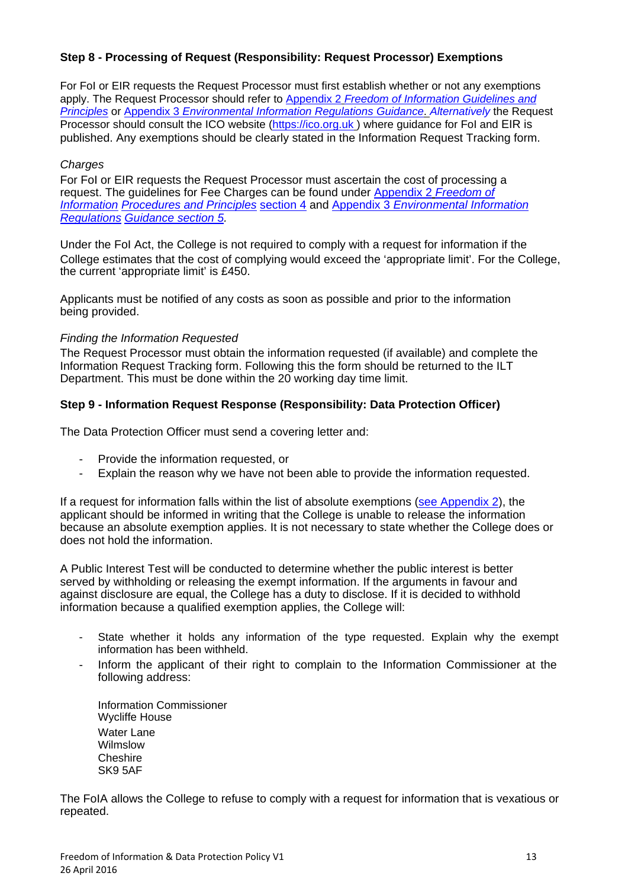### Step 8 - Processing of Request (Responsibility: Request Processor) Exemptions

For FoI or EIR requests the Request Processor must first establish whether or not any exemptions apply. The Request Processor should refer to Appendix 2 *Freedom of Information Guidelines and Principles* or Appendix 3 *Environmental Information Regulations Guidance. Alternatively* the Request Processor should consult the ICO website (https://ico.org.uk ) where guidance for FoI and EIR is published. Any exemptions should be clearly stated in the Information Request Tracking form.

*Charges*

For FoI or EIR requests the Request Processor must ascertain the cost of processing a request. The guidelines for Fee Charges can be found under Appendix 2 *Freedom of Information Procedures and Principles* section 4 and Appendix 3 *Environmental Information Regulations Guidance section 5.*

Under the FoI Act, the College is not required to comply with a request for information if the College estimates that the cost of complying would exceed the 'appropriate limit'. For the College, the current 'appropriate limit' is £450.

Applicants must be notified of any costs as soon as possible and prior to the information being provided.

*Finding the Information Requested*

The Request Processor must obtain the information requested (if available) and complete the Information Request Tracking form. Following this the form should be returned to the ILT Department. This must be done within the 20 working day time limit.

### Step 9 - Information Request Response (Responsibility: Data Protection Officer)

The Data Protection Officer must send a covering letter and:

- Provide the information requested, or
- Explain the reason why we have not been able to provide the information requested.

If a request for information falls within the list of absolute exemptions (see Appendix 2), the applicant should be informed in writing that the College is unable to release the information because an absolute exemption applies. It is not necessary to state whether the College does or does not hold the information.

A Public Interest Test will be conducted to determine whether the public interest is better served by withholding or releasing the exempt information. If the arguments in favour and against disclosure are equal, the College has a duty to disclose. If it is decided to withhold information because a qualified exemption applies, the College will:

- State whether it holds any information of the type requested. Explain why the exempt information has been withheld.
- Inform the applicant of their right to complain to the Information Commissioner at the following address:

  Information Commissioner
  Wycliffe House
  Water Lane
  Wilmslow
  Cheshire
  SK9 5AF

The FoIA allows the College to refuse to comply with a request for information that is vexatious or repeated.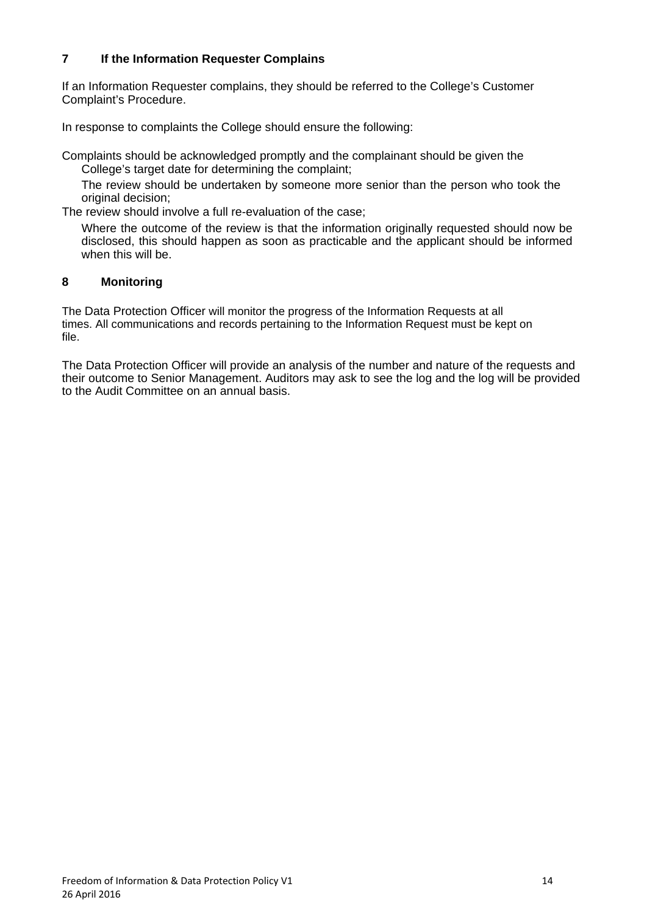## 7 If the Information Requester Complains

If an Information Requester complains, they should be referred to the College's Customer Complaint's Procedure.

In response to complaints the College should ensure the following:

- Complaints should be acknowledged promptly and the complainant should be given the College's target date for determining the complaint;
- The review should be undertaken by someone more senior than the person who took the original decision;
- The review should involve a full re-evaluation of the case;
- Where the outcome of the review is that the information originally requested should now be disclosed, this should happen as soon as practicable and the applicant should be informed when this will be.

## 8 Monitoring

The Data Protection Officer will monitor the progress of the Information Requests at all times. All communications and records pertaining to the Information Request must be kept on file.

The Data Protection Officer will provide an analysis of the number and nature of the requests and their outcome to Senior Management. Auditors may ask to see the log and the log will be provided to the Audit Committee on an annual basis.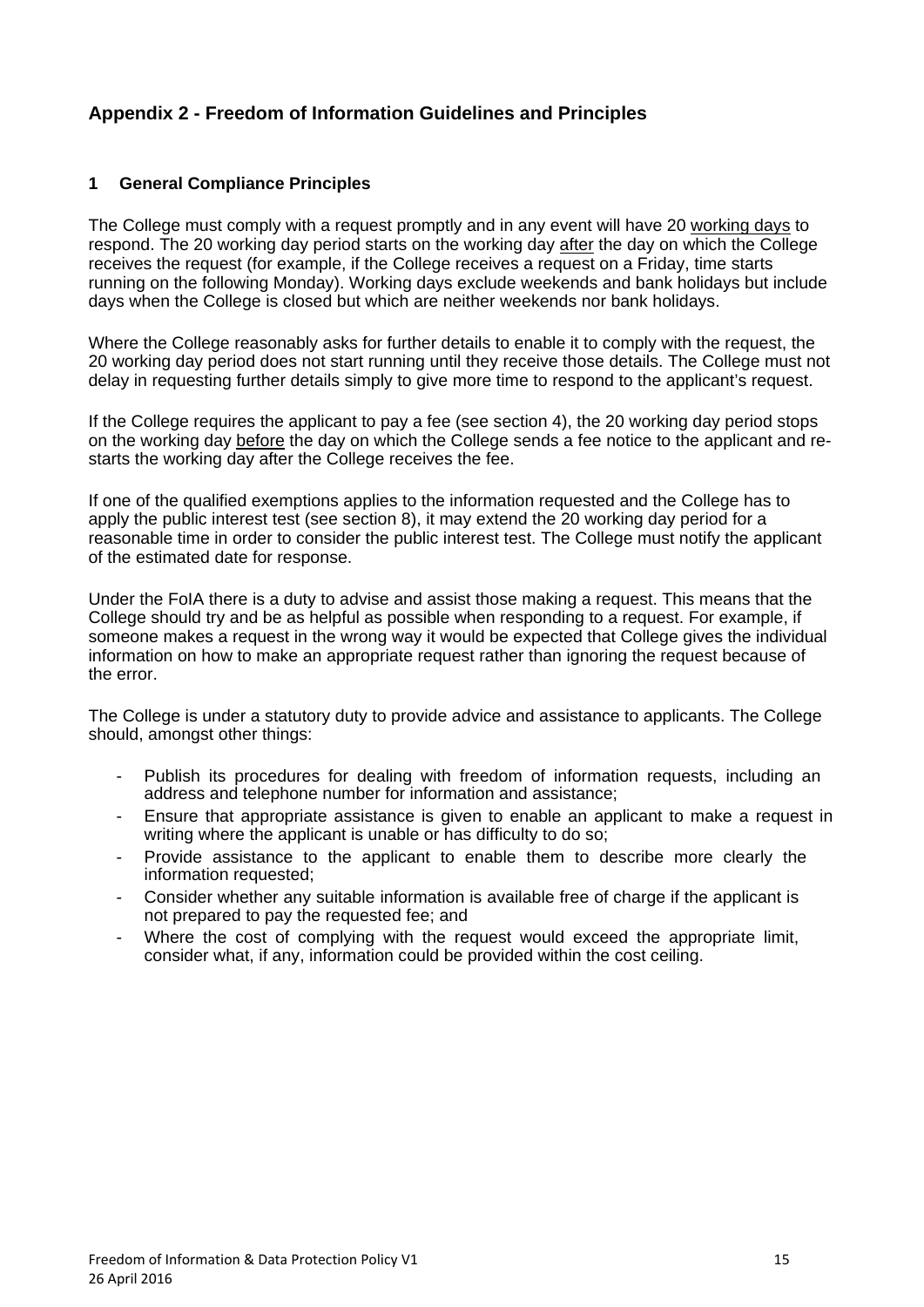## Appendix 2 - Freedom of Information Guidelines and Principles

### 1 General Compliance Principles

The College must comply with a request promptly and in any event will have 20 working days to respond. The 20 working day period starts on the working day after the day on which the College receives the request (for example, if the College receives a request on a Friday, time starts running on the following Monday). Working days exclude weekends and bank holidays but include days when the College is closed but which are neither weekends nor bank holidays.

Where the College reasonably asks for further details to enable it to comply with the request, the 20 working day period does not start running until they receive those details. The College must not delay in requesting further details simply to give more time to respond to the applicant's request.

If the College requires the applicant to pay a fee (see section 4), the 20 working day period stops on the working day before the day on which the College sends a fee notice to the applicant and re-starts the working day after the College receives the fee.

If one of the qualified exemptions applies to the information requested and the College has to apply the public interest test (see section 8), it may extend the 20 working day period for a reasonable time in order to consider the public interest test. The College must notify the applicant of the estimated date for response.

Under the FoIA there is a duty to advise and assist those making a request. This means that the College should try and be as helpful as possible when responding to a request. For example, if someone makes a request in the wrong way it would be expected that College gives the individual information on how to make an appropriate request rather than ignoring the request because of the error.

The College is under a statutory duty to provide advice and assistance to applicants. The College should, amongst other things:

- Publish its procedures for dealing with freedom of information requests, including an address and telephone number for information and assistance;
- Ensure that appropriate assistance is given to enable an applicant to make a request in writing where the applicant is unable or has difficulty to do so;
- Provide assistance to the applicant to enable them to describe more clearly the information requested;
- Consider whether any suitable information is available free of charge if the applicant is not prepared to pay the requested fee; and
- Where the cost of complying with the request would exceed the appropriate limit, consider what, if any, information could be provided within the cost ceiling.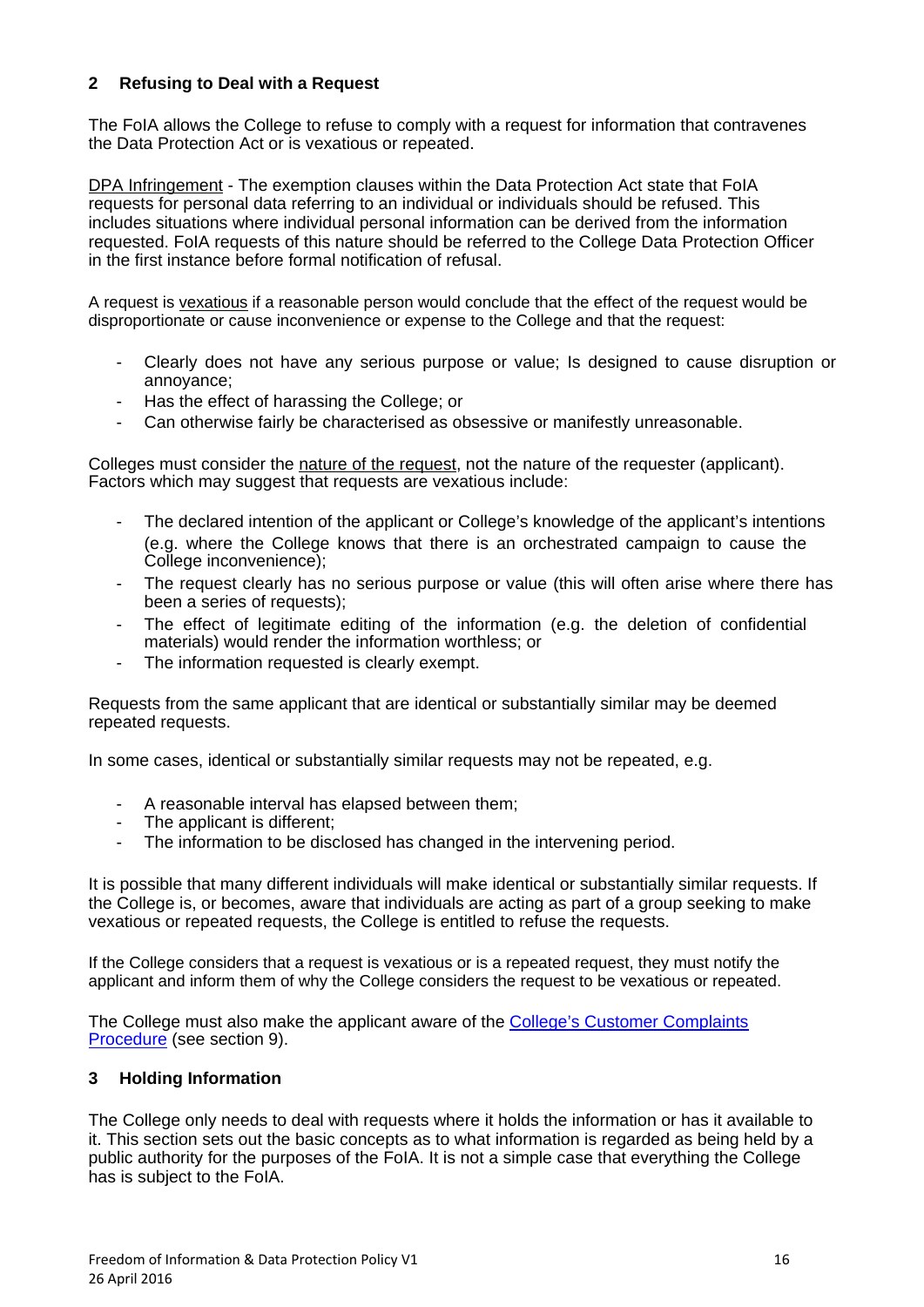## 2 Refusing to Deal with a Request

The FoIA allows the College to refuse to comply with a request for information that contravenes the Data Protection Act or is vexatious or repeated.

DPA Infringement - The exemption clauses within the Data Protection Act state that FoIA requests for personal data referring to an individual or individuals should be refused. This includes situations where individual personal information can be derived from the information requested. FoIA requests of this nature should be referred to the College Data Protection Officer in the first instance before formal notification of refusal.

A request is vexatious if a reasonable person would conclude that the effect of the request would be disproportionate or cause inconvenience or expense to the College and that the request:

- Clearly does not have any serious purpose or value; Is designed to cause disruption or annoyance;
- Has the effect of harassing the College; or
- Can otherwise fairly be characterised as obsessive or manifestly unreasonable.

Colleges must consider the nature of the request, not the nature of the requester (applicant). Factors which may suggest that requests are vexatious include:

- The declared intention of the applicant or College's knowledge of the applicant's intentions (e.g. where the College knows that there is an orchestrated campaign to cause the College inconvenience);
- The request clearly has no serious purpose or value (this will often arise where there has been a series of requests);
- The effect of legitimate editing of the information (e.g. the deletion of confidential materials) would render the information worthless; or
- The information requested is clearly exempt.

Requests from the same applicant that are identical or substantially similar may be deemed repeated requests.

In some cases, identical or substantially similar requests may not be repeated, e.g.

- A reasonable interval has elapsed between them;
- The applicant is different;
- The information to be disclosed has changed in the intervening period.

It is possible that many different individuals will make identical or substantially similar requests. If the College is, or becomes, aware that individuals are acting as part of a group seeking to make vexatious or repeated requests, the College is entitled to refuse the requests.

If the College considers that a request is vexatious or is a repeated request, they must notify the applicant and inform them of why the College considers the request to be vexatious or repeated.

The College must also make the applicant aware of the College's Customer Complaints Procedure (see section 9).

## 3 Holding Information

The College only needs to deal with requests where it holds the information or has it available to it. This section sets out the basic concepts as to what information is regarded as being held by a public authority for the purposes of the FoIA. It is not a simple case that everything the College has is subject to the FoIA.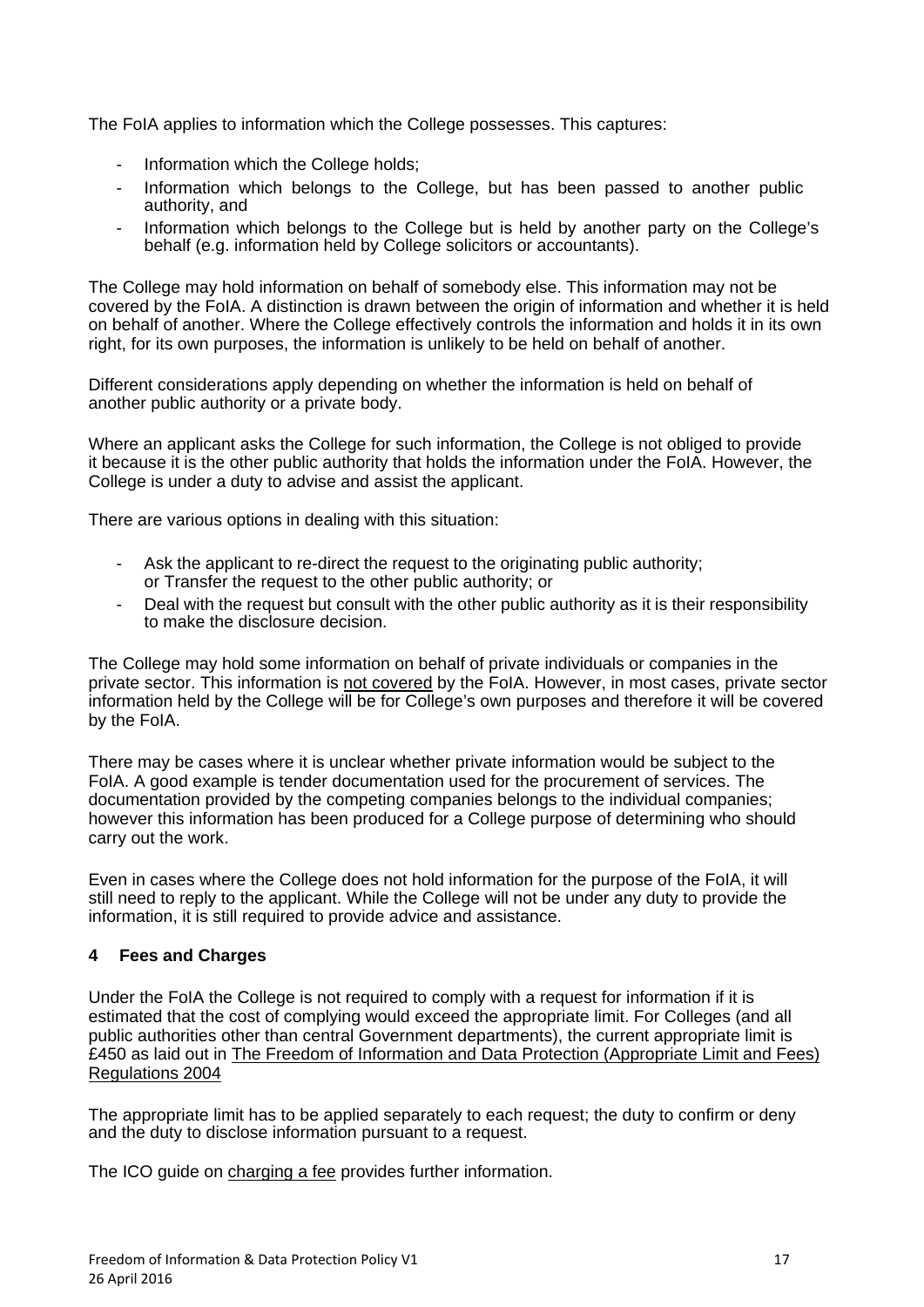The FoIA applies to information which the College possesses. This captures:

- Information which the College holds;
- Information which belongs to the College, but has been passed to another public authority, and
- Information which belongs to the College but is held by another party on the College's behalf (e.g. information held by College solicitors or accountants).

The College may hold information on behalf of somebody else. This information may not be covered by the FoIA. A distinction is drawn between the origin of information and whether it is held on behalf of another. Where the College effectively controls the information and holds it in its own right, for its own purposes, the information is unlikely to be held on behalf of another.

Different considerations apply depending on whether the information is held on behalf of another public authority or a private body.

Where an applicant asks the College for such information, the College is not obliged to provide it because it is the other public authority that holds the information under the FoIA. However, the College is under a duty to advise and assist the applicant.

There are various options in dealing with this situation:

- Ask the applicant to re-direct the request to the originating public authority; or Transfer the request to the other public authority; or
- Deal with the request but consult with the other public authority as it is their responsibility to make the disclosure decision.

The College may hold some information on behalf of private individuals or companies in the private sector. This information is not covered by the FoIA. However, in most cases, private sector information held by the College will be for College's own purposes and therefore it will be covered by the FoIA.

There may be cases where it is unclear whether private information would be subject to the FoIA. A good example is tender documentation used for the procurement of services. The documentation provided by the competing companies belongs to the individual companies; however this information has been produced for a College purpose of determining who should carry out the work.

Even in cases where the College does not hold information for the purpose of the FoIA, it will still need to reply to the applicant. While the College will not be under any duty to provide the information, it is still required to provide advice and assistance.

## 4 Fees and Charges

Under the FoIA the College is not required to comply with a request for information if it is estimated that the cost of complying would exceed the appropriate limit. For Colleges (and all public authorities other than central Government departments), the current appropriate limit is £450 as laid out in The Freedom of Information and Data Protection (Appropriate Limit and Fees) Regulations 2004

The appropriate limit has to be applied separately to each request; the duty to confirm or deny and the duty to disclose information pursuant to a request.

The ICO guide on charging a fee provides further information.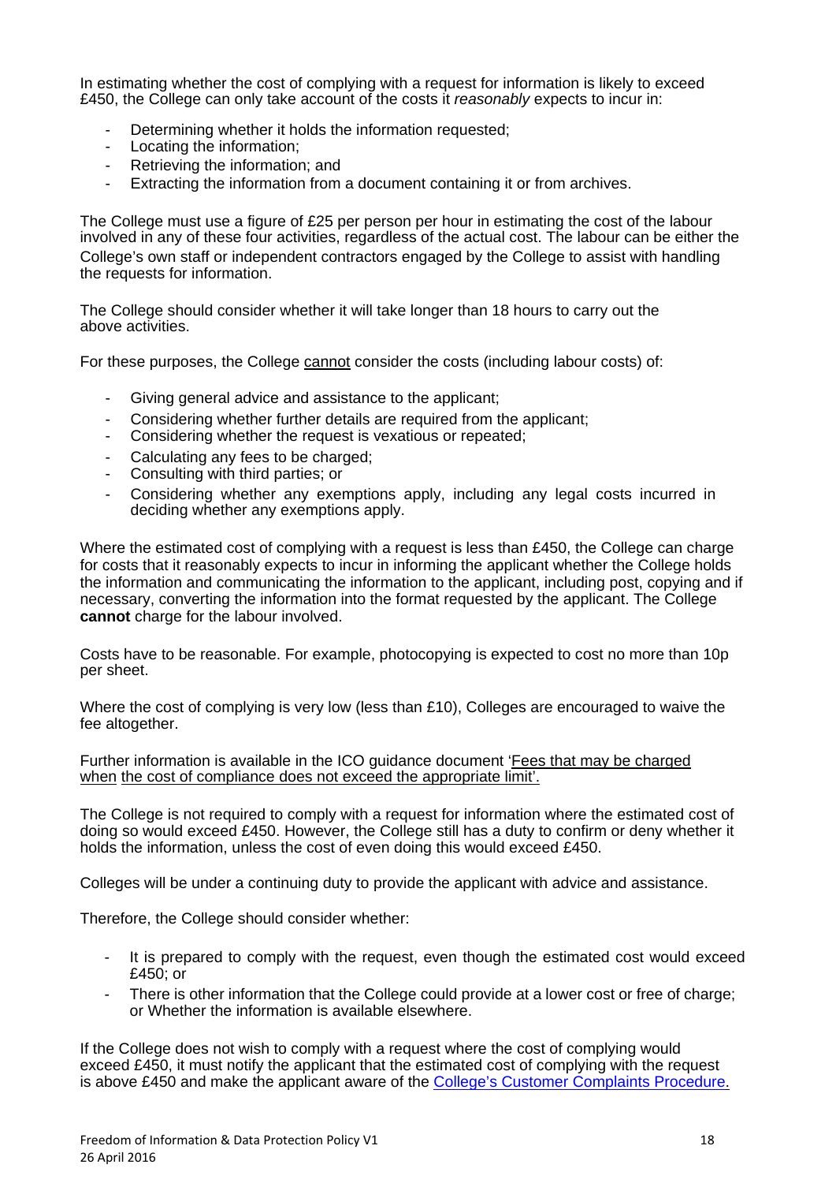In estimating whether the cost of complying with a request for information is likely to exceed £450, the College can only take account of the costs it *reasonably* expects to incur in:

- Determining whether it holds the information requested;
- Locating the information;
- Retrieving the information; and
- Extracting the information from a document containing it or from archives.

The College must use a figure of £25 per person per hour in estimating the cost of the labour involved in any of these four activities, regardless of the actual cost. The labour can be either the College's own staff or independent contractors engaged by the College to assist with handling the requests for information.

The College should consider whether it will take longer than 18 hours to carry out the above activities.

For these purposes, the College cannot consider the costs (including labour costs) of:

- Giving general advice and assistance to the applicant;
- Considering whether further details are required from the applicant;
- Considering whether the request is vexatious or repeated;
- Calculating any fees to be charged;
- Consulting with third parties; or
- Considering whether any exemptions apply, including any legal costs incurred in deciding whether any exemptions apply.

Where the estimated cost of complying with a request is less than £450, the College can charge for costs that it reasonably expects to incur in informing the applicant whether the College holds the information and communicating the information to the applicant, including post, copying and if necessary, converting the information into the format requested by the applicant. The College **cannot** charge for the labour involved.

Costs have to be reasonable. For example, photocopying is expected to cost no more than 10p per sheet.

Where the cost of complying is very low (less than £10), Colleges are encouraged to waive the fee altogether.

Further information is available in the ICO guidance document 'Fees that may be charged when the cost of compliance does not exceed the appropriate limit'.

The College is not required to comply with a request for information where the estimated cost of doing so would exceed £450. However, the College still has a duty to confirm or deny whether it holds the information, unless the cost of even doing this would exceed £450.

Colleges will be under a continuing duty to provide the applicant with advice and assistance.

Therefore, the College should consider whether:

- It is prepared to comply with the request, even though the estimated cost would exceed £450; or
- There is other information that the College could provide at a lower cost or free of charge; or Whether the information is available elsewhere.

If the College does not wish to comply with a request where the cost of complying would exceed £450, it must notify the applicant that the estimated cost of complying with the request is above £450 and make the applicant aware of the College's Customer Complaints Procedure.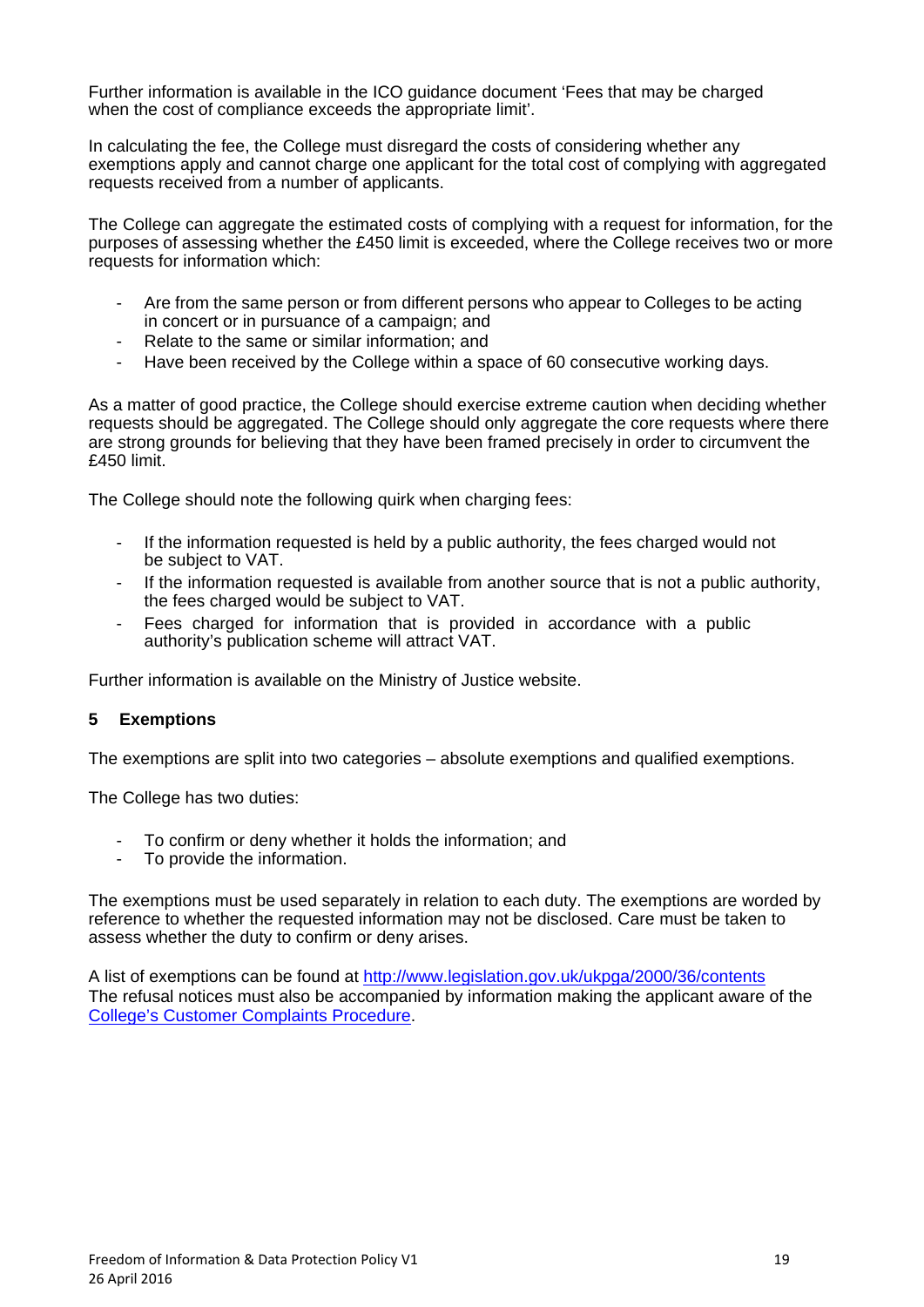Further information is available in the ICO guidance document 'Fees that may be charged when the cost of compliance exceeds the appropriate limit'.

In calculating the fee, the College must disregard the costs of considering whether any exemptions apply and cannot charge one applicant for the total cost of complying with aggregated requests received from a number of applicants.

The College can aggregate the estimated costs of complying with a request for information, for the purposes of assessing whether the £450 limit is exceeded, where the College receives two or more requests for information which:

- Are from the same person or from different persons who appear to Colleges to be acting in concert or in pursuance of a campaign; and
- Relate to the same or similar information; and
- Have been received by the College within a space of 60 consecutive working days.

As a matter of good practice, the College should exercise extreme caution when deciding whether requests should be aggregated. The College should only aggregate the core requests where there are strong grounds for believing that they have been framed precisely in order to circumvent the £450 limit.

The College should note the following quirk when charging fees:

- If the information requested is held by a public authority, the fees charged would not be subject to VAT.
- If the information requested is available from another source that is not a public authority, the fees charged would be subject to VAT.
- Fees charged for information that is provided in accordance with a public authority's publication scheme will attract VAT.

Further information is available on the Ministry of Justice website.

## 5 Exemptions

The exemptions are split into two categories – absolute exemptions and qualified exemptions.

The College has two duties:

- To confirm or deny whether it holds the information; and
- To provide the information.

The exemptions must be used separately in relation to each duty. The exemptions are worded by reference to whether the requested information may not be disclosed. Care must be taken to assess whether the duty to confirm or deny arises.

A list of exemptions can be found at http://www.legislation.gov.uk/ukpga/2000/36/contents
The refusal notices must also be accompanied by information making the applicant aware of the College's Customer Complaints Procedure.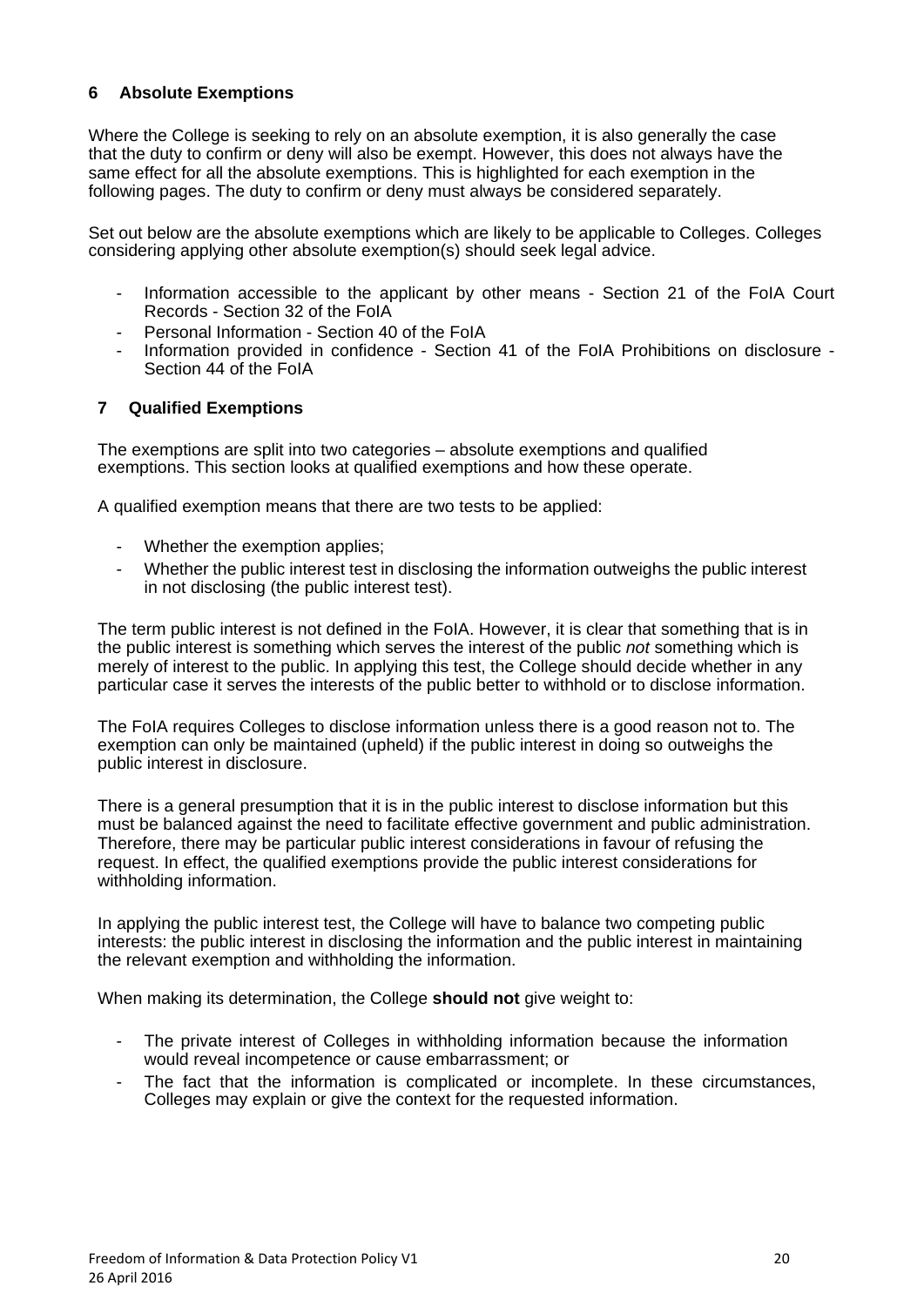## 6 Absolute Exemptions

Where the College is seeking to rely on an absolute exemption, it is also generally the case that the duty to confirm or deny will also be exempt. However, this does not always have the same effect for all the absolute exemptions. This is highlighted for each exemption in the following pages. The duty to confirm or deny must always be considered separately.

Set out below are the absolute exemptions which are likely to be applicable to Colleges. Colleges considering applying other absolute exemption(s) should seek legal advice.

- Information accessible to the applicant by other means - Section 21 of the FoIA Court Records - Section 32 of the FoIA
- Personal Information - Section 40 of the FoIA
- Information provided in confidence - Section 41 of the FoIA Prohibitions on disclosure - Section 44 of the FoIA

## 7 Qualified Exemptions

The exemptions are split into two categories – absolute exemptions and qualified exemptions. This section looks at qualified exemptions and how these operate.

A qualified exemption means that there are two tests to be applied:

- Whether the exemption applies;
- Whether the public interest test in disclosing the information outweighs the public interest in not disclosing (the public interest test).

The term public interest is not defined in the FoIA. However, it is clear that something that is in the public interest is something which serves the interest of the public *not* something which is merely of interest to the public. In applying this test, the College should decide whether in any particular case it serves the interests of the public better to withhold or to disclose information.

The FoIA requires Colleges to disclose information unless there is a good reason not to. The exemption can only be maintained (upheld) if the public interest in doing so outweighs the public interest in disclosure.

There is a general presumption that it is in the public interest to disclose information but this must be balanced against the need to facilitate effective government and public administration. Therefore, there may be particular public interest considerations in favour of refusing the request. In effect, the qualified exemptions provide the public interest considerations for withholding information.

In applying the public interest test, the College will have to balance two competing public interests: the public interest in disclosing the information and the public interest in maintaining the relevant exemption and withholding the information.

When making its determination, the College **should not** give weight to:

- The private interest of Colleges in withholding information because the information would reveal incompetence or cause embarrassment; or
- The fact that the information is complicated or incomplete. In these circumstances, Colleges may explain or give the context for the requested information.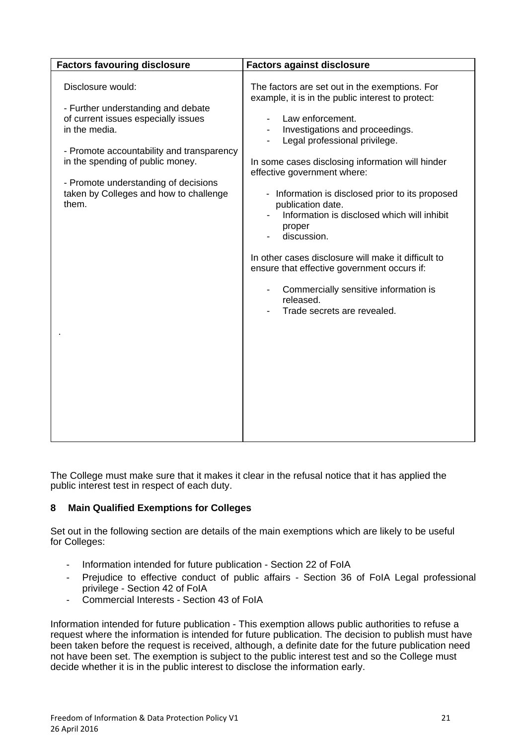| Factors favouring disclosure | Factors against disclosure |
|---|---|
| Disclosure would:<br><br>- Further understanding and debate of current issues especially issues in the media.<br><br>- Promote accountability and transparency in the spending of public money.<br><br>- Promote understanding of decisions taken by Colleges and how to challenge them.<br><br>. | The factors are set out in the exemptions. For example, it is in the public interest to protect:<br><br>- Law enforcement.<br>- Investigations and proceedings.<br>- Legal professional privilege.<br><br>In some cases disclosing information will hinder effective government where:<br><br>- Information is disclosed prior to its proposed publication date.<br>- Information is disclosed which will inhibit proper<br>- discussion.<br><br>In other cases disclosure will make it difficult to ensure that effective government occurs if:<br><br>- Commercially sensitive information is released.<br>- Trade secrets are revealed. |

The College must make sure that it makes it clear in the refusal notice that it has applied the public interest test in respect of each duty.

## 8 Main Qualified Exemptions for Colleges

Set out in the following section are details of the main exemptions which are likely to be useful for Colleges:

- Information intended for future publication - Section 22 of FoIA
- Prejudice to effective conduct of public affairs - Section 36 of FoIA Legal professional privilege - Section 42 of FoIA
- Commercial Interests - Section 43 of FoIA

Information intended for future publication - This exemption allows public authorities to refuse a request where the information is intended for future publication. The decision to publish must have been taken before the request is received, although, a definite date for the future publication need not have been set. The exemption is subject to the public interest test and so the College must decide whether it is in the public interest to disclose the information early.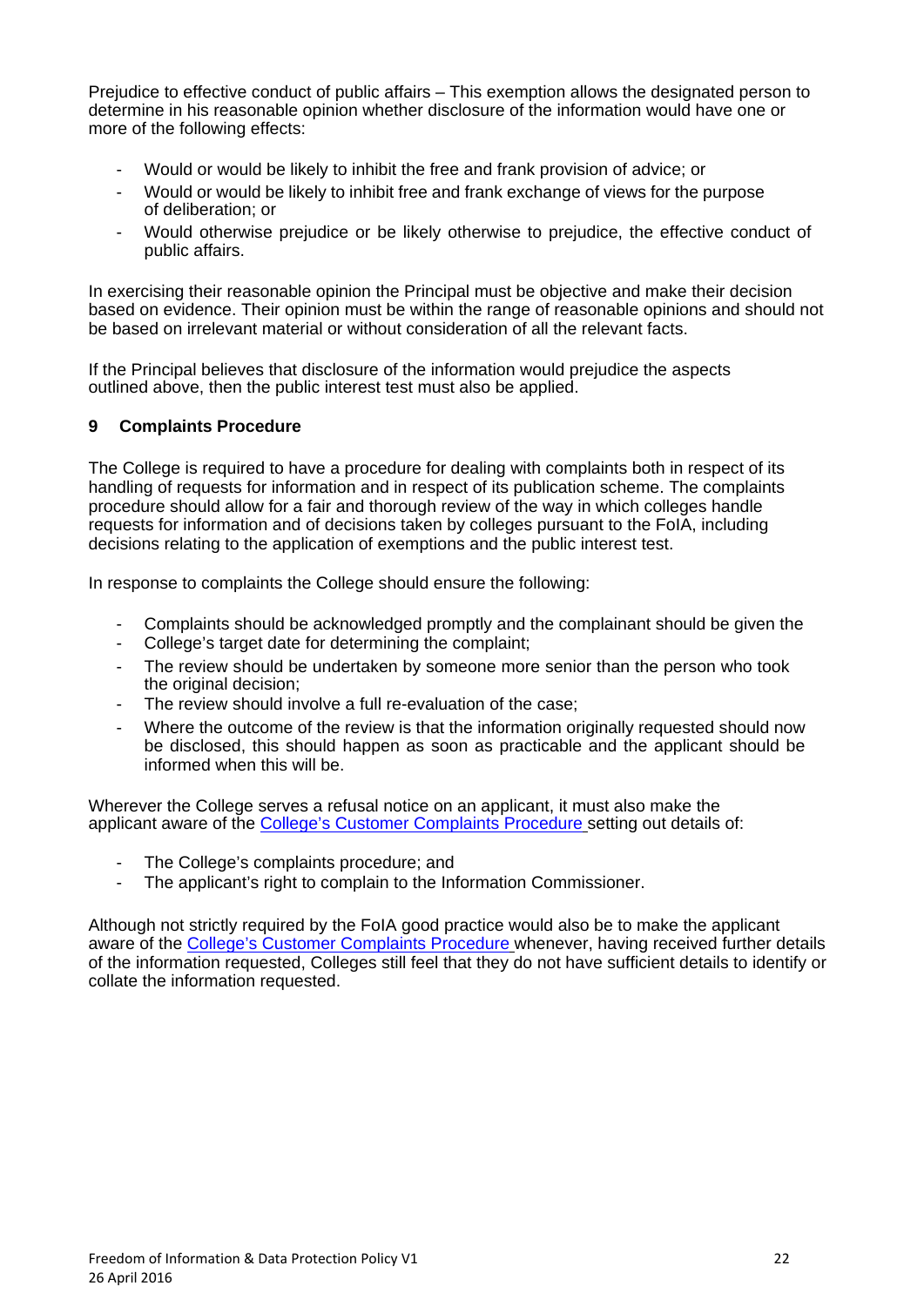Prejudice to effective conduct of public affairs – This exemption allows the designated person to determine in his reasonable opinion whether disclosure of the information would have one or more of the following effects:

- Would or would be likely to inhibit the free and frank provision of advice; or
- Would or would be likely to inhibit free and frank exchange of views for the purpose of deliberation; or
- Would otherwise prejudice or be likely otherwise to prejudice, the effective conduct of public affairs.

In exercising their reasonable opinion the Principal must be objective and make their decision based on evidence. Their opinion must be within the range of reasonable opinions and should not be based on irrelevant material or without consideration of all the relevant facts.

If the Principal believes that disclosure of the information would prejudice the aspects outlined above, then the public interest test must also be applied.

## 9 Complaints Procedure

The College is required to have a procedure for dealing with complaints both in respect of its handling of requests for information and in respect of its publication scheme. The complaints procedure should allow for a fair and thorough review of the way in which colleges handle requests for information and of decisions taken by colleges pursuant to the FoIA, including decisions relating to the application of exemptions and the public interest test.

In response to complaints the College should ensure the following:

- Complaints should be acknowledged promptly and the complainant should be given the
- College's target date for determining the complaint;
- The review should be undertaken by someone more senior than the person who took the original decision;
- The review should involve a full re-evaluation of the case;
- Where the outcome of the review is that the information originally requested should now be disclosed, this should happen as soon as practicable and the applicant should be informed when this will be.

Wherever the College serves a refusal notice on an applicant, it must also make the applicant aware of the College's Customer Complaints Procedure setting out details of:

- The College's complaints procedure; and
- The applicant's right to complain to the Information Commissioner.

Although not strictly required by the FoIA good practice would also be to make the applicant aware of the College's Customer Complaints Procedure whenever, having received further details of the information requested, Colleges still feel that they do not have sufficient details to identify or collate the information requested.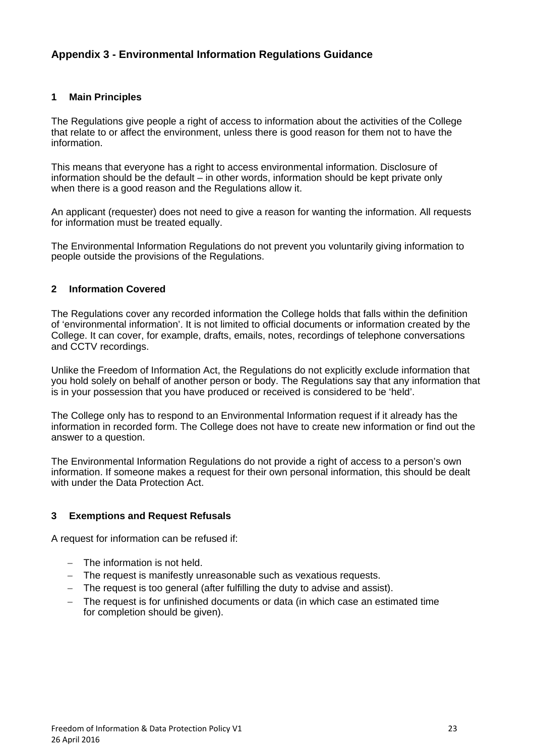## Appendix 3 - Environmental Information Regulations Guidance

### 1 Main Principles

The Regulations give people a right of access to information about the activities of the College that relate to or affect the environment, unless there is good reason for them not to have the information.

This means that everyone has a right to access environmental information. Disclosure of information should be the default – in other words, information should be kept private only when there is a good reason and the Regulations allow it.

An applicant (requester) does not need to give a reason for wanting the information. All requests for information must be treated equally.

The Environmental Information Regulations do not prevent you voluntarily giving information to people outside the provisions of the Regulations.

### 2 Information Covered

The Regulations cover any recorded information the College holds that falls within the definition of 'environmental information'. It is not limited to official documents or information created by the College. It can cover, for example, drafts, emails, notes, recordings of telephone conversations and CCTV recordings.

Unlike the Freedom of Information Act, the Regulations do not explicitly exclude information that you hold solely on behalf of another person or body. The Regulations say that any information that is in your possession that you have produced or received is considered to be 'held'.

The College only has to respond to an Environmental Information request if it already has the information in recorded form. The College does not have to create new information or find out the answer to a question.

The Environmental Information Regulations do not provide a right of access to a person's own information. If someone makes a request for their own personal information, this should be dealt with under the Data Protection Act.

### 3 Exemptions and Request Refusals

A request for information can be refused if:

- The information is not held.
- The request is manifestly unreasonable such as vexatious requests.
- The request is too general (after fulfilling the duty to advise and assist).
- The request is for unfinished documents or data (in which case an estimated time for completion should be given).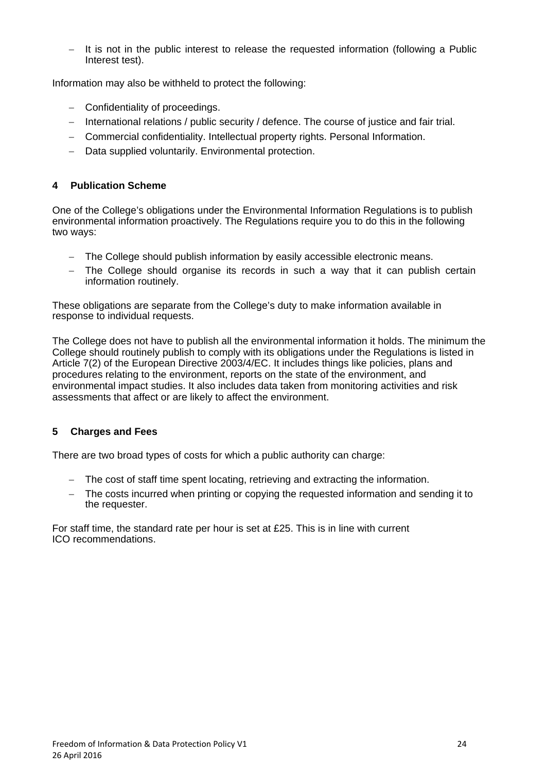- It is not in the public interest to release the requested information (following a Public Interest test).

Information may also be withheld to protect the following:

- Confidentiality of proceedings.
- International relations / public security / defence. The course of justice and fair trial.
- Commercial confidentiality. Intellectual property rights. Personal Information.
- Data supplied voluntarily. Environmental protection.

## 4 Publication Scheme

One of the College's obligations under the Environmental Information Regulations is to publish environmental information proactively. The Regulations require you to do this in the following two ways:

- The College should publish information by easily accessible electronic means.
- The College should organise its records in such a way that it can publish certain information routinely.

These obligations are separate from the College's duty to make information available in response to individual requests.

The College does not have to publish all the environmental information it holds. The minimum the College should routinely publish to comply with its obligations under the Regulations is listed in Article 7(2) of the European Directive 2003/4/EC. It includes things like policies, plans and procedures relating to the environment, reports on the state of the environment, and environmental impact studies. It also includes data taken from monitoring activities and risk assessments that affect or are likely to affect the environment.

## 5 Charges and Fees

There are two broad types of costs for which a public authority can charge:

- The cost of staff time spent locating, retrieving and extracting the information.
- The costs incurred when printing or copying the requested information and sending it to the requester.

For staff time, the standard rate per hour is set at £25. This is in line with current ICO recommendations.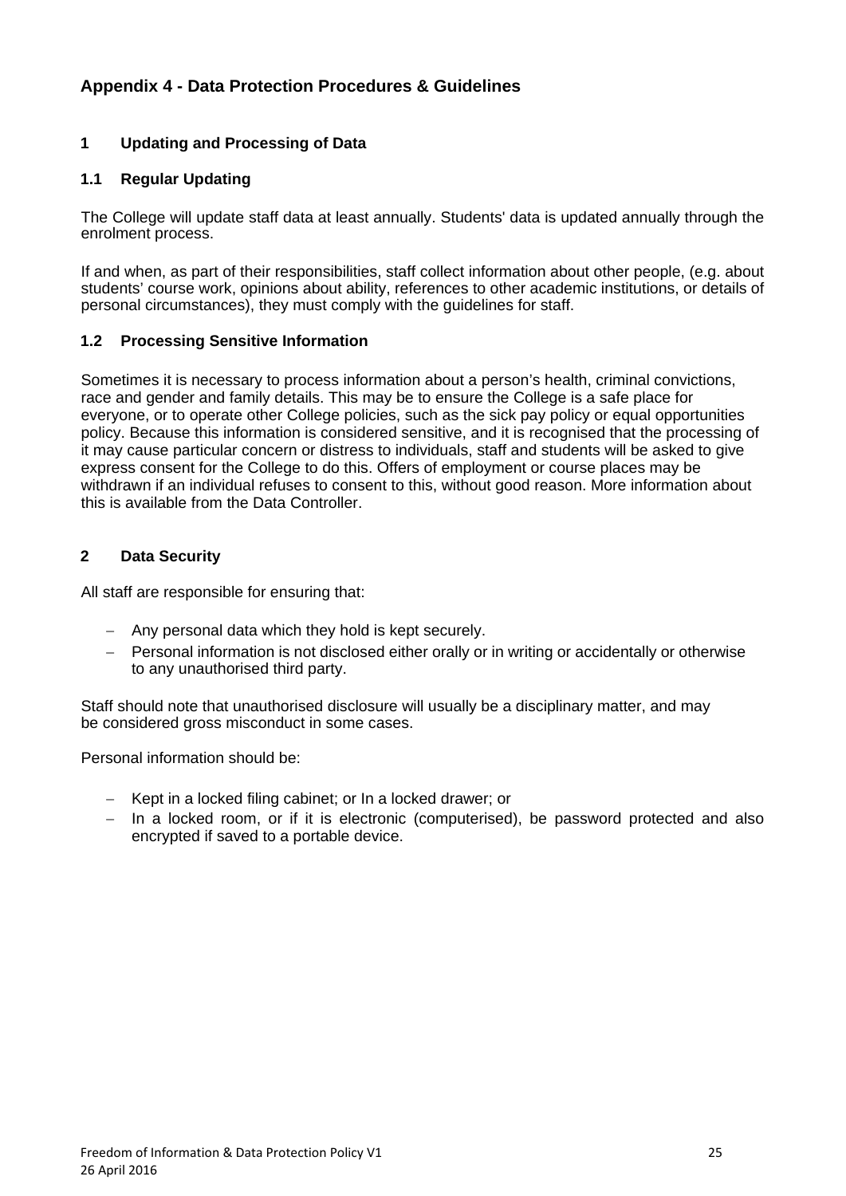## Appendix 4 - Data Protection Procedures & Guidelines

### 1 Updating and Processing of Data

#### 1.1 Regular Updating

The College will update staff data at least annually. Students' data is updated annually through the enrolment process.

If and when, as part of their responsibilities, staff collect information about other people, (e.g. about students' course work, opinions about ability, references to other academic institutions, or details of personal circumstances), they must comply with the guidelines for staff.

#### 1.2 Processing Sensitive Information

Sometimes it is necessary to process information about a person's health, criminal convictions, race and gender and family details. This may be to ensure the College is a safe place for everyone, or to operate other College policies, such as the sick pay policy or equal opportunities policy. Because this information is considered sensitive, and it is recognised that the processing of it may cause particular concern or distress to individuals, staff and students will be asked to give express consent for the College to do this. Offers of employment or course places may be withdrawn if an individual refuses to consent to this, without good reason. More information about this is available from the Data Controller.

### 2 Data Security

All staff are responsible for ensuring that:

- Any personal data which they hold is kept securely.
- Personal information is not disclosed either orally or in writing or accidentally or otherwise to any unauthorised third party.

Staff should note that unauthorised disclosure will usually be a disciplinary matter, and may be considered gross misconduct in some cases.

Personal information should be:

- Kept in a locked filing cabinet; or In a locked drawer; or
- In a locked room, or if it is electronic (computerised), be password protected and also encrypted if saved to a portable device.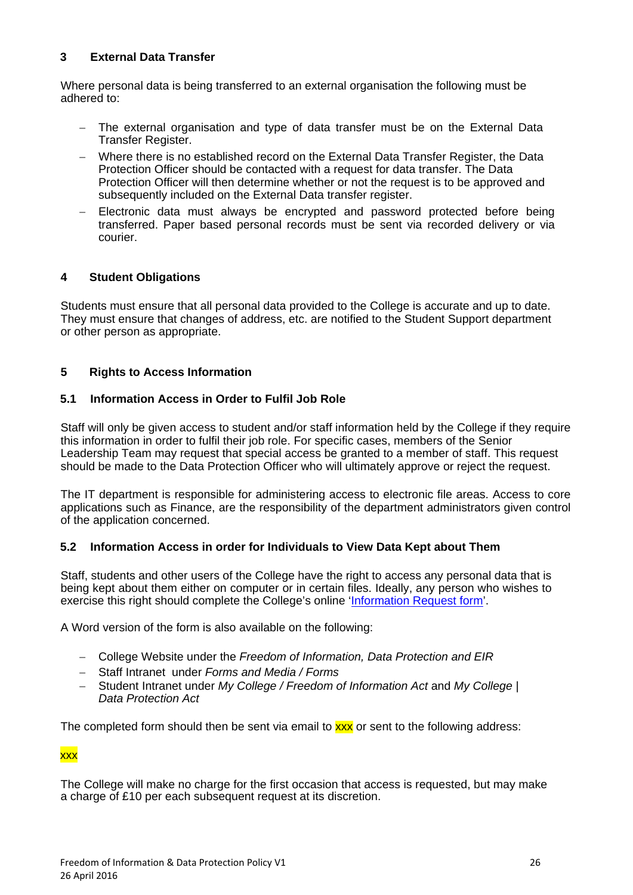## 3 External Data Transfer

Where personal data is being transferred to an external organisation the following must be adhered to:

- The external organisation and type of data transfer must be on the External Data Transfer Register.
- Where there is no established record on the External Data Transfer Register, the Data Protection Officer should be contacted with a request for data transfer. The Data Protection Officer will then determine whether or not the request is to be approved and subsequently included on the External Data transfer register.
- Electronic data must always be encrypted and password protected before being transferred. Paper based personal records must be sent via recorded delivery or via courier.

## 4 Student Obligations

Students must ensure that all personal data provided to the College is accurate and up to date. They must ensure that changes of address, etc. are notified to the Student Support department or other person as appropriate.

## 5 Rights to Access Information

### 5.1 Information Access in Order to Fulfil Job Role

Staff will only be given access to student and/or staff information held by the College if they require this information in order to fulfil their job role. For specific cases, members of the Senior Leadership Team may request that special access be granted to a member of staff. This request should be made to the Data Protection Officer who will ultimately approve or reject the request.

The IT department is responsible for administering access to electronic file areas. Access to core applications such as Finance, are the responsibility of the department administrators given control of the application concerned.

### 5.2 Information Access in order for Individuals to View Data Kept about Them

Staff, students and other users of the College have the right to access any personal data that is being kept about them either on computer or in certain files. Ideally, any person who wishes to exercise this right should complete the College's online 'Information Request form'.

A Word version of the form is also available on the following:

- College Website under the *Freedom of Information, Data Protection and EIR*
- Staff Intranet under *Forms and Media / Forms*
- Student Intranet under *My College / Freedom of Information Act* and *My College | Data Protection Act*

The completed form should then be sent via email to xxx or sent to the following address:

xxx

The College will make no charge for the first occasion that access is requested, but may make a charge of £10 per each subsequent request at its discretion.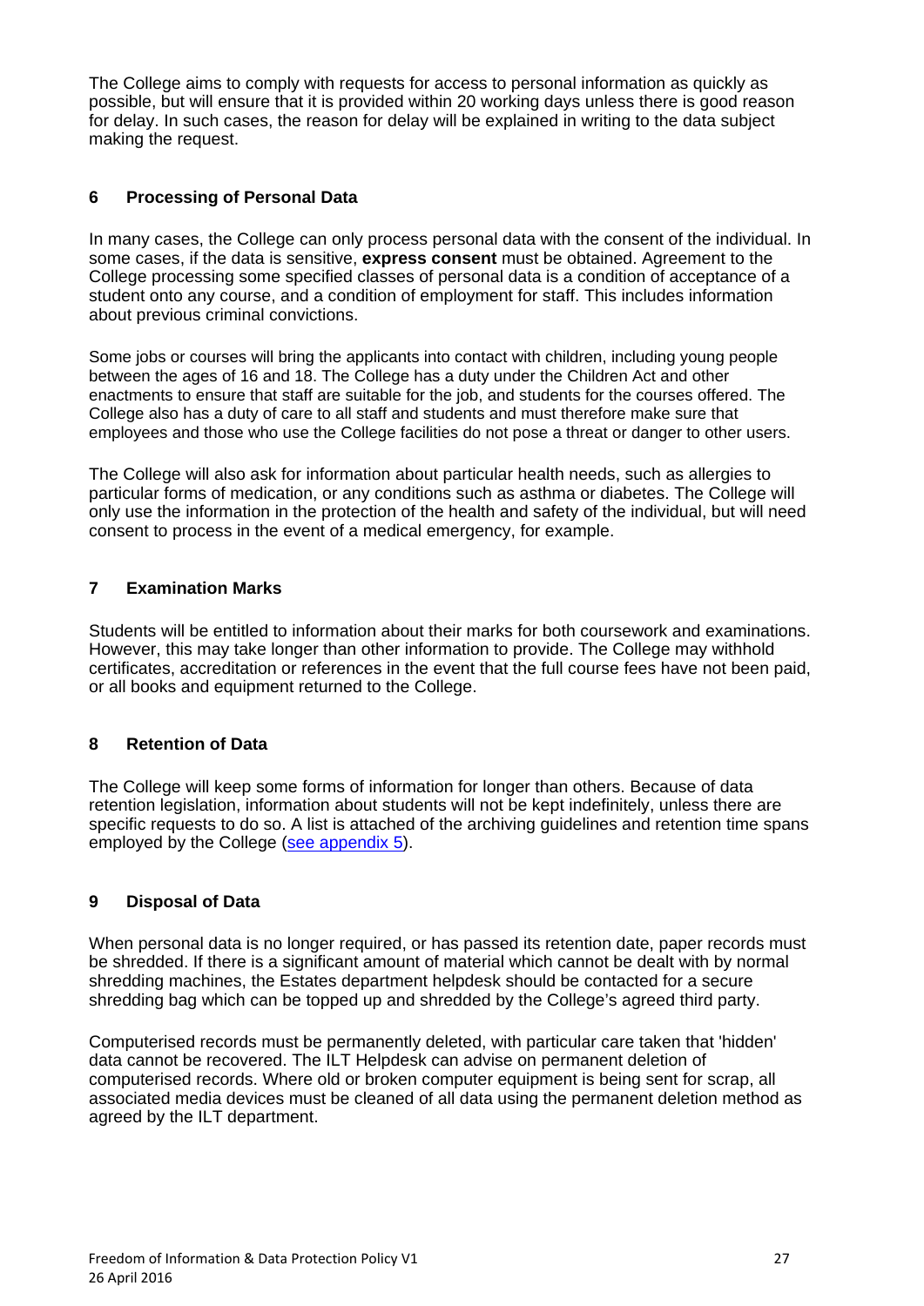The College aims to comply with requests for access to personal information as quickly as possible, but will ensure that it is provided within 20 working days unless there is good reason for delay. In such cases, the reason for delay will be explained in writing to the data subject making the request.

## 6 Processing of Personal Data

In many cases, the College can only process personal data with the consent of the individual. In some cases, if the data is sensitive, **express consent** must be obtained. Agreement to the College processing some specified classes of personal data is a condition of acceptance of a student onto any course, and a condition of employment for staff. This includes information about previous criminal convictions.

Some jobs or courses will bring the applicants into contact with children, including young people between the ages of 16 and 18. The College has a duty under the Children Act and other enactments to ensure that staff are suitable for the job, and students for the courses offered. The College also has a duty of care to all staff and students and must therefore make sure that employees and those who use the College facilities do not pose a threat or danger to other users.

The College will also ask for information about particular health needs, such as allergies to particular forms of medication, or any conditions such as asthma or diabetes. The College will only use the information in the protection of the health and safety of the individual, but will need consent to process in the event of a medical emergency, for example.

## 7 Examination Marks

Students will be entitled to information about their marks for both coursework and examinations. However, this may take longer than other information to provide. The College may withhold certificates, accreditation or references in the event that the full course fees have not been paid, or all books and equipment returned to the College.

## 8 Retention of Data

The College will keep some forms of information for longer than others. Because of data retention legislation, information about students will not be kept indefinitely, unless there are specific requests to do so. A list is attached of the archiving guidelines and retention time spans employed by the College (see appendix 5).

## 9 Disposal of Data

When personal data is no longer required, or has passed its retention date, paper records must be shredded. If there is a significant amount of material which cannot be dealt with by normal shredding machines, the Estates department helpdesk should be contacted for a secure shredding bag which can be topped up and shredded by the College's agreed third party.

Computerised records must be permanently deleted, with particular care taken that 'hidden' data cannot be recovered. The ILT Helpdesk can advise on permanent deletion of computerised records. Where old or broken computer equipment is being sent for scrap, all associated media devices must be cleaned of all data using the permanent deletion method as agreed by the ILT department.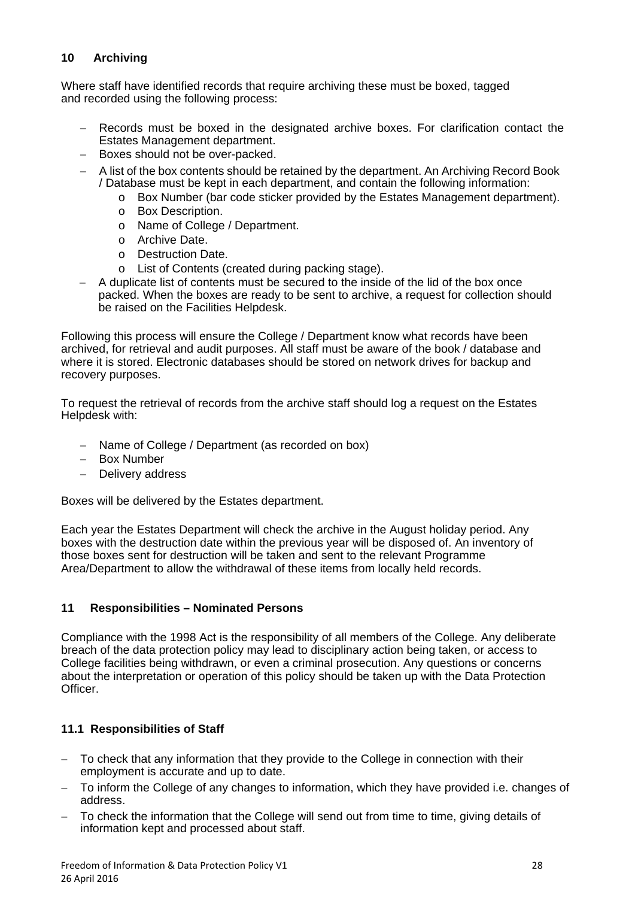## 10 Archiving

Where staff have identified records that require archiving these must be boxed, tagged and recorded using the following process:

- Records must be boxed in the designated archive boxes. For clarification contact the Estates Management department.
- Boxes should not be over-packed.
- A list of the box contents should be retained by the department. An Archiving Record Book / Database must be kept in each department, and contain the following information:
  - Box Number (bar code sticker provided by the Estates Management department).
  - Box Description.
  - Name of College / Department.
  - Archive Date.
  - Destruction Date.
  - List of Contents (created during packing stage).
- A duplicate list of contents must be secured to the inside of the lid of the box once packed. When the boxes are ready to be sent to archive, a request for collection should be raised on the Facilities Helpdesk.

Following this process will ensure the College / Department know what records have been archived, for retrieval and audit purposes. All staff must be aware of the book / database and where it is stored. Electronic databases should be stored on network drives for backup and recovery purposes.

To request the retrieval of records from the archive staff should log a request on the Estates Helpdesk with:

- Name of College / Department (as recorded on box)
- Box Number
- Delivery address

Boxes will be delivered by the Estates department.

Each year the Estates Department will check the archive in the August holiday period. Any boxes with the destruction date within the previous year will be disposed of. An inventory of those boxes sent for destruction will be taken and sent to the relevant Programme Area/Department to allow the withdrawal of these items from locally held records.

## 11 Responsibilities – Nominated Persons

Compliance with the 1998 Act is the responsibility of all members of the College. Any deliberate breach of the data protection policy may lead to disciplinary action being taken, or access to College facilities being withdrawn, or even a criminal prosecution. Any questions or concerns about the interpretation or operation of this policy should be taken up with the Data Protection Officer.

### 11.1 Responsibilities of Staff

- To check that any information that they provide to the College in connection with their employment is accurate and up to date.
- To inform the College of any changes to information, which they have provided i.e. changes of address.
- To check the information that the College will send out from time to time, giving details of information kept and processed about staff.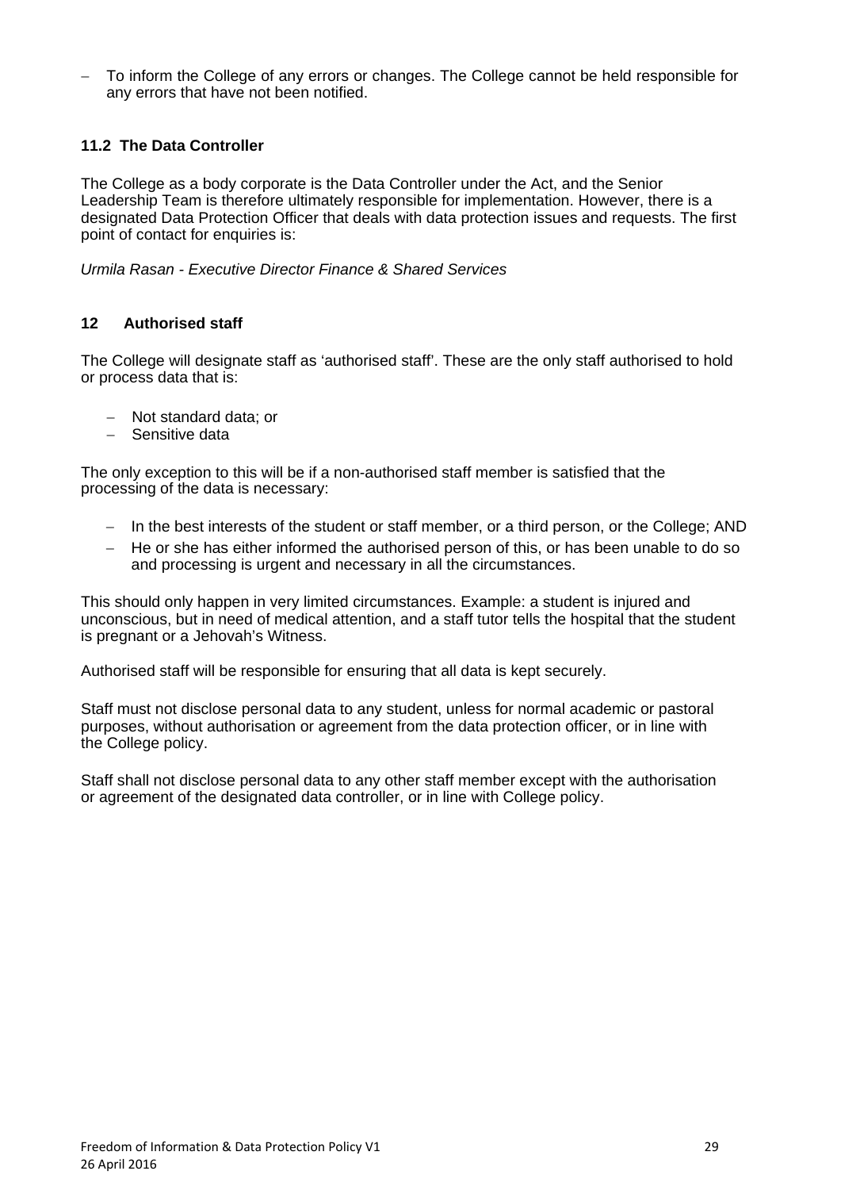- To inform the College of any errors or changes. The College cannot be held responsible for any errors that have not been notified.

### 11.2 The Data Controller

The College as a body corporate is the Data Controller under the Act, and the Senior Leadership Team is therefore ultimately responsible for implementation. However, there is a designated Data Protection Officer that deals with data protection issues and requests. The first point of contact for enquiries is:

*Urmila Rasan - Executive Director Finance & Shared Services*

## 12 Authorised staff

The College will designate staff as 'authorised staff'. These are the only staff authorised to hold or process data that is:

- Not standard data; or
- Sensitive data

The only exception to this will be if a non-authorised staff member is satisfied that the processing of the data is necessary:

- In the best interests of the student or staff member, or a third person, or the College; AND
- He or she has either informed the authorised person of this, or has been unable to do so and processing is urgent and necessary in all the circumstances.

This should only happen in very limited circumstances. Example: a student is injured and unconscious, but in need of medical attention, and a staff tutor tells the hospital that the student is pregnant or a Jehovah's Witness.

Authorised staff will be responsible for ensuring that all data is kept securely.

Staff must not disclose personal data to any student, unless for normal academic or pastoral purposes, without authorisation or agreement from the data protection officer, or in line with the College policy.

Staff shall not disclose personal data to any other staff member except with the authorisation or agreement of the designated data controller, or in line with College policy.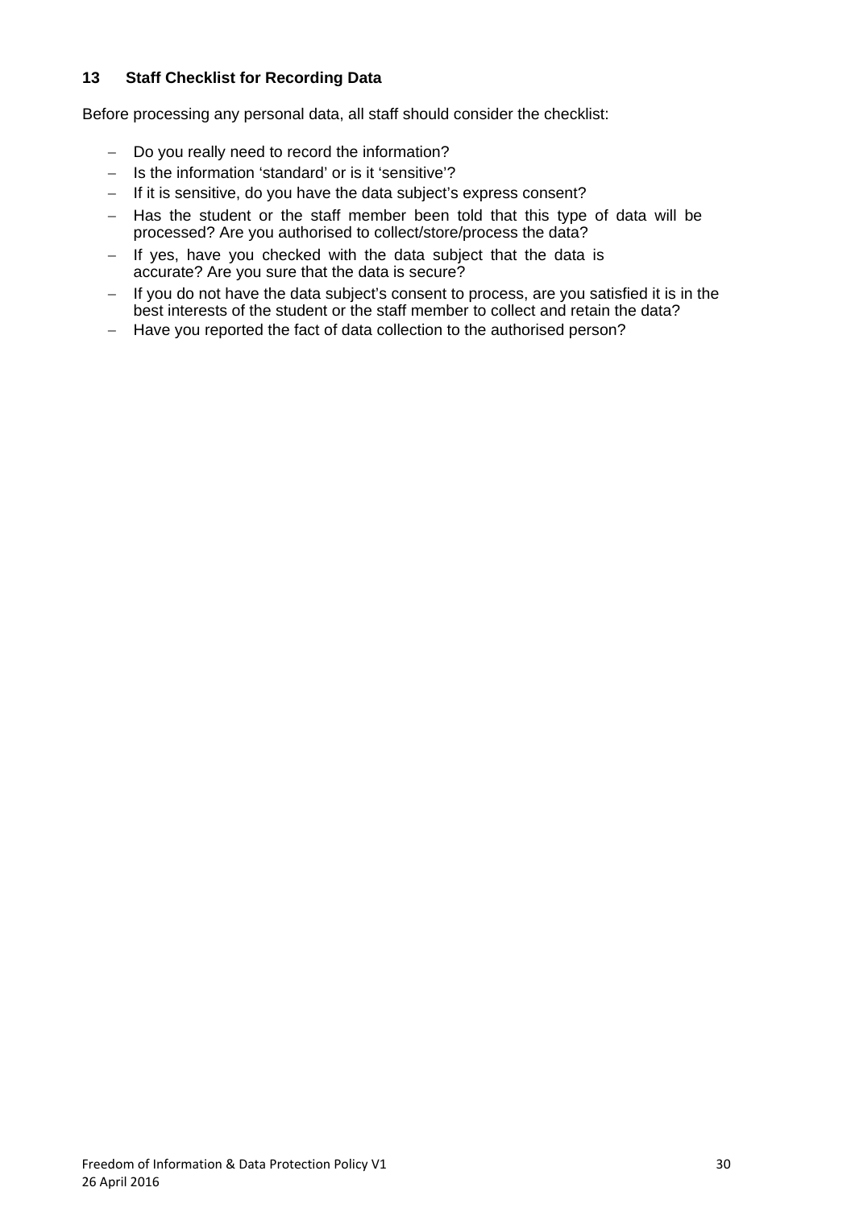## 13 Staff Checklist for Recording Data

Before processing any personal data, all staff should consider the checklist:

- Do you really need to record the information?
- Is the information 'standard' or is it 'sensitive'?
- If it is sensitive, do you have the data subject's express consent?
- Has the student or the staff member been told that this type of data will be processed? Are you authorised to collect/store/process the data?
- If yes, have you checked with the data subject that the data is accurate? Are you sure that the data is secure?
- If you do not have the data subject's consent to process, are you satisfied it is in the best interests of the student or the staff member to collect and retain the data?
- Have you reported the fact of data collection to the authorised person?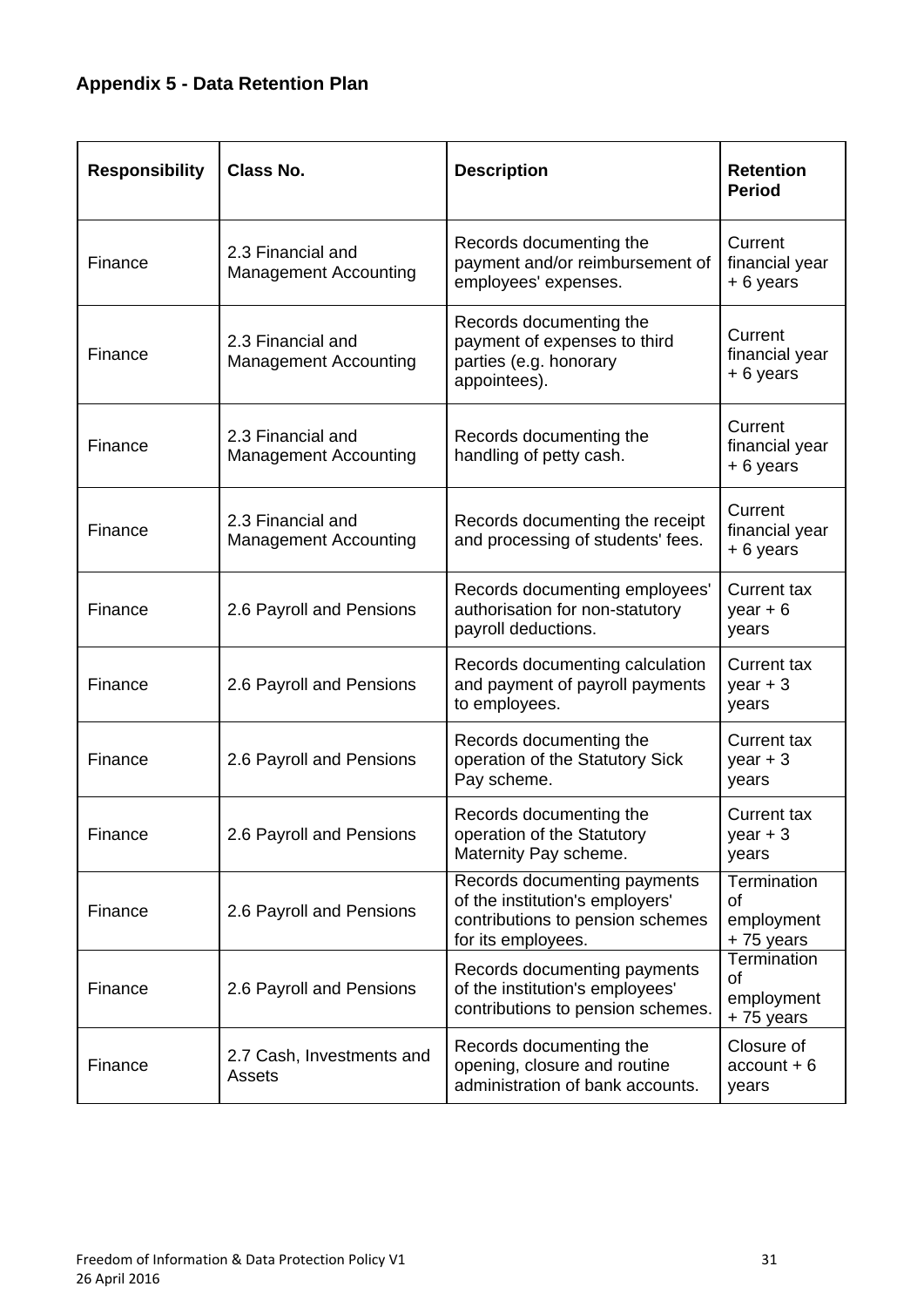### Appendix 5 - Data Retention Plan

| Responsibility | Class No. | Description | Retention Period |
|---|---|---|---|
| Finance | 2.3 Financial and Management Accounting | Records documenting the payment and/or reimbursement of employees' expenses. | Current financial year + 6 years |
| Finance | 2.3 Financial and Management Accounting | Records documenting the payment of expenses to third parties (e.g. honorary appointees). | Current financial year + 6 years |
| Finance | 2.3 Financial and Management Accounting | Records documenting the handling of petty cash. | Current financial year + 6 years |
| Finance | 2.3 Financial and Management Accounting | Records documenting the receipt and processing of students' fees. | Current financial year + 6 years |
| Finance | 2.6 Payroll and Pensions | Records documenting employees' authorisation for non-statutory payroll deductions. | Current tax year + 6 years |
| Finance | 2.6 Payroll and Pensions | Records documenting calculation and payment of payroll payments to employees. | Current tax year + 3 years |
| Finance | 2.6 Payroll and Pensions | Records documenting the operation of the Statutory Sick Pay scheme. | Current tax year + 3 years |
| Finance | 2.6 Payroll and Pensions | Records documenting the operation of the Statutory Maternity Pay scheme. | Current tax year + 3 years |
| Finance | 2.6 Payroll and Pensions | Records documenting payments of the institution's employers' contributions to pension schemes for its employees. | Termination of employment + 75 years |
| Finance | 2.6 Payroll and Pensions | Records documenting payments of the institution's employees' contributions to pension schemes. | Termination of employment + 75 years |
| Finance | 2.7 Cash, Investments and Assets | Records documenting the opening, closure and routine administration of bank accounts. | Closure of account + 6 years |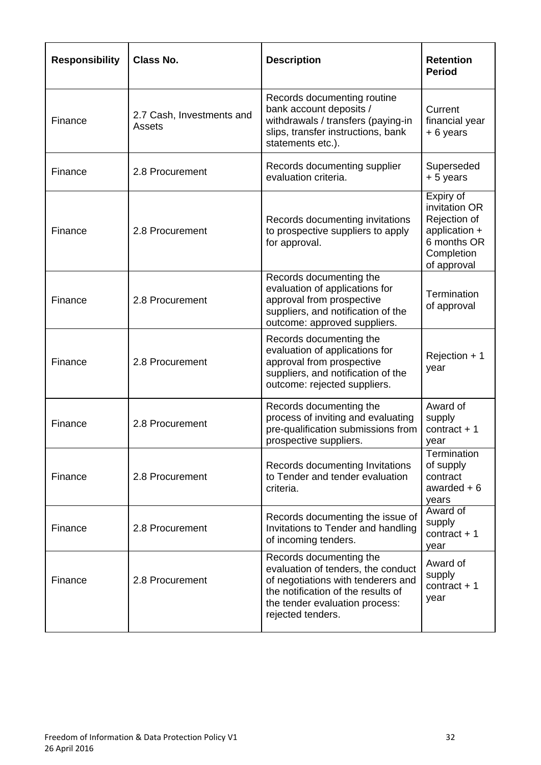| Responsibility | Class No. | Description | Retention Period |
|---|---|---|---|
| Finance | 2.7 Cash, Investments and Assets | Records documenting routine bank account deposits / withdrawals / transfers (paying-in slips, transfer instructions, bank statements etc.). | Current financial year + 6 years |
| Finance | 2.8 Procurement | Records documenting supplier evaluation criteria. | Superseded + 5 years |
| Finance | 2.8 Procurement | Records documenting invitations to prospective suppliers to apply for approval. | Expiry of invitation OR Rejection of application + 6 months OR Completion of approval |
| Finance | 2.8 Procurement | Records documenting the evaluation of applications for approval from prospective suppliers, and notification of the outcome: approved suppliers. | Termination of approval |
| Finance | 2.8 Procurement | Records documenting the evaluation of applications for approval from prospective suppliers, and notification of the outcome: rejected suppliers. | Rejection + 1 year |
| Finance | 2.8 Procurement | Records documenting the process of inviting and evaluating pre-qualification submissions from prospective suppliers. | Award of supply contract + 1 year |
| Finance | 2.8 Procurement | Records documenting Invitations to Tender and tender evaluation criteria. | Termination of supply contract awarded + 6 years |
| Finance | 2.8 Procurement | Records documenting the issue of Invitations to Tender and handling of incoming tenders. | Award of supply contract + 1 year |
| Finance | 2.8 Procurement | Records documenting the evaluation of tenders, the conduct of negotiations with tenderers and the notification of the results of the tender evaluation process: rejected tenders. | Award of supply contract + 1 year |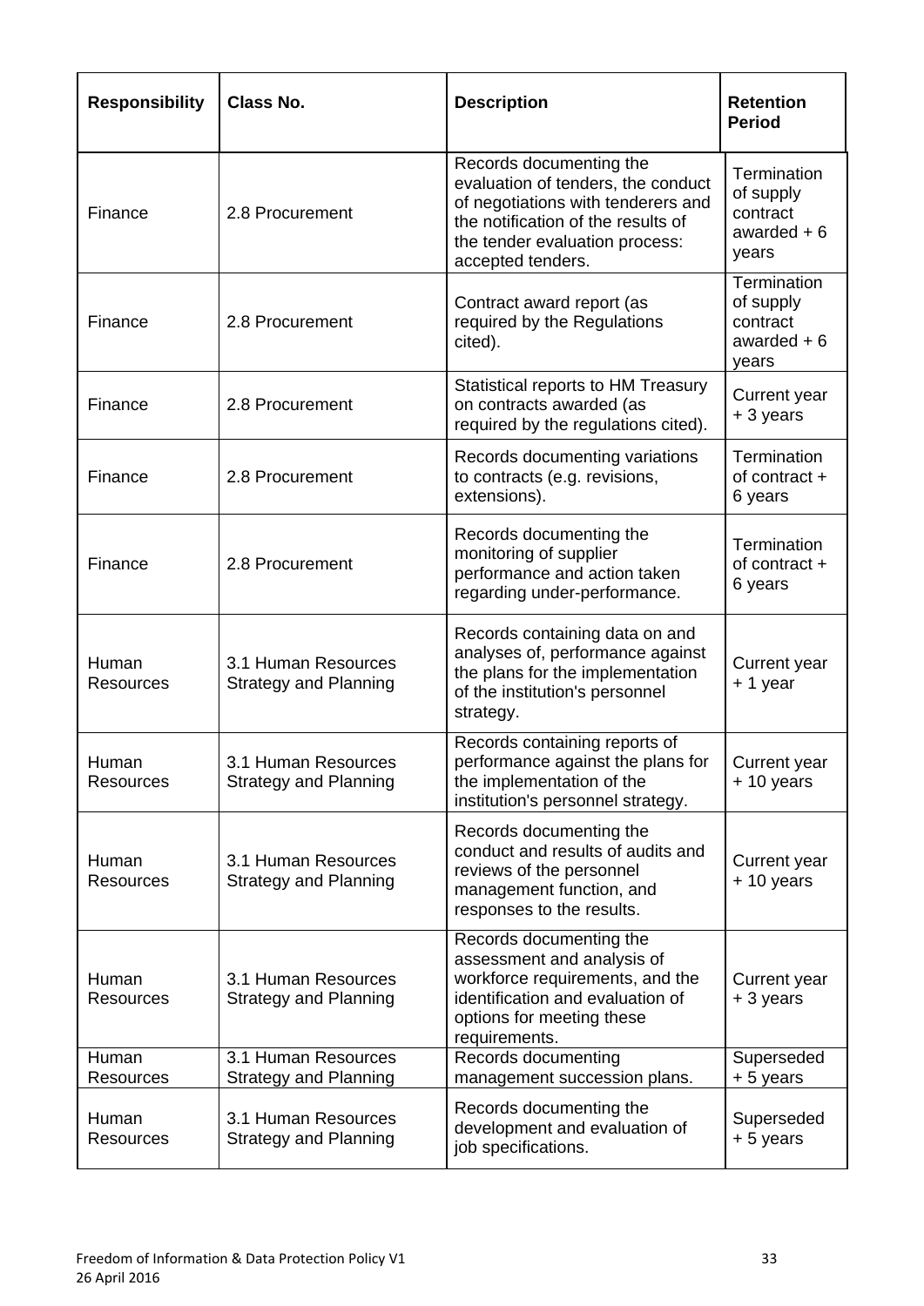| Responsibility | Class No. | Description | Retention Period |
|---|---|---|---|
| Finance | 2.8 Procurement | Records documenting the evaluation of tenders, the conduct of negotiations with tenderers and the notification of the results of the tender evaluation process: accepted tenders. | Termination of supply contract awarded + 6 years |
| Finance | 2.8 Procurement | Contract award report (as required by the Regulations cited). | Termination of supply contract awarded + 6 years |
| Finance | 2.8 Procurement | Statistical reports to HM Treasury on contracts awarded (as required by the regulations cited). | Current year + 3 years |
| Finance | 2.8 Procurement | Records documenting variations to contracts (e.g. revisions, extensions). | Termination of contract + 6 years |
| Finance | 2.8 Procurement | Records documenting the monitoring of supplier performance and action taken regarding under-performance. | Termination of contract + 6 years |
| Human Resources | 3.1 Human Resources Strategy and Planning | Records containing data on and analyses of, performance against the plans for the implementation of the institution's personnel strategy. | Current year + 1 year |
| Human Resources | 3.1 Human Resources Strategy and Planning | Records containing reports of performance against the plans for the implementation of the institution's personnel strategy. | Current year + 10 years |
| Human Resources | 3.1 Human Resources Strategy and Planning | Records documenting the conduct and results of audits and reviews of the personnel management function, and responses to the results. | Current year + 10 years |
| Human Resources | 3.1 Human Resources Strategy and Planning | Records documenting the assessment and analysis of workforce requirements, and the identification and evaluation of options for meeting these requirements. | Current year + 3 years |
| Human Resources | 3.1 Human Resources Strategy and Planning | Records documenting management succession plans. | Superseded + 5 years |
| Human Resources | 3.1 Human Resources Strategy and Planning | Records documenting the development and evaluation of job specifications. | Superseded + 5 years |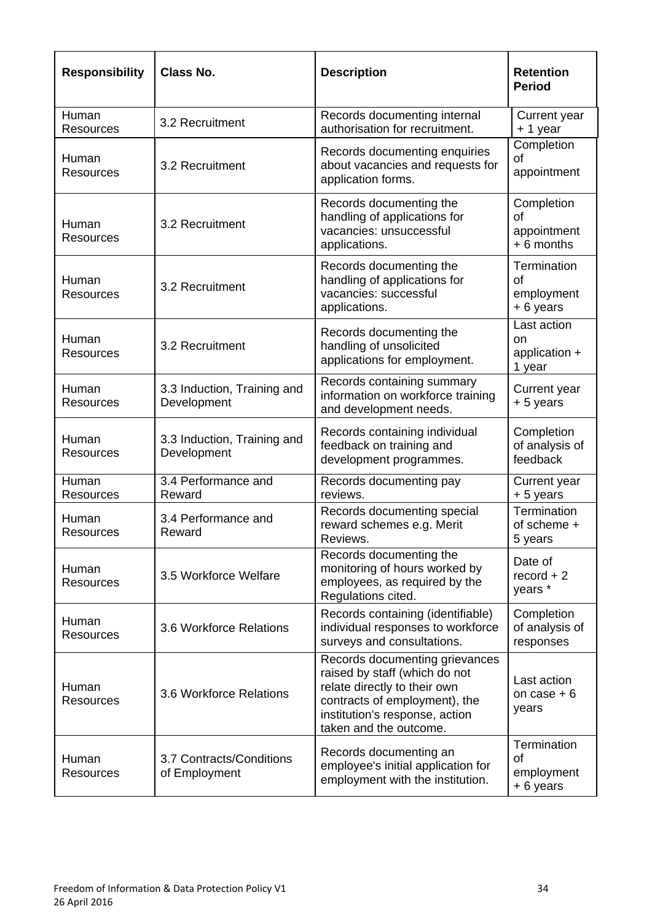| Responsibility | Class No. | Description | Retention Period |
|---|---|---|---|
| Human Resources | 3.2 Recruitment | Records documenting internal authorisation for recruitment. | Current year + 1 year |
| Human Resources | 3.2 Recruitment | Records documenting enquiries about vacancies and requests for application forms. | Completion of appointment |
| Human Resources | 3.2 Recruitment | Records documenting the handling of applications for vacancies: unsuccessful applications. | Completion of appointment + 6 months |
| Human Resources | 3.2 Recruitment | Records documenting the handling of applications for vacancies: successful applications. | Termination of employment + 6 years |
| Human Resources | 3.2 Recruitment | Records documenting the handling of unsolicited applications for employment. | Last action on application + 1 year |
| Human Resources | 3.3 Induction, Training and Development | Records containing summary information on workforce training and development needs. | Current year + 5 years |
| Human Resources | 3.3 Induction, Training and Development | Records containing individual feedback on training and development programmes. | Completion of analysis of feedback |
| Human Resources | 3.4 Performance and Reward | Records documenting pay reviews. | Current year + 5 years |
| Human Resources | 3.4 Performance and Reward | Records documenting special reward schemes e.g. Merit Reviews. | Termination of scheme + 5 years |
| Human Resources | 3.5 Workforce Welfare | Records documenting the monitoring of hours worked by employees, as required by the Regulations cited. | Date of record + 2 years * |
| Human Resources | 3.6 Workforce Relations | Records containing (identifiable) individual responses to workforce surveys and consultations. | Completion of analysis of responses |
| Human Resources | 3.6 Workforce Relations | Records documenting grievances raised by staff (which do not relate directly to their own contracts of employment), the institution's response, action taken and the outcome. | Last action on case + 6 years |
| Human Resources | 3.7 Contracts/Conditions of Employment | Records documenting an employee's initial application for employment with the institution. | Termination of employment + 6 years |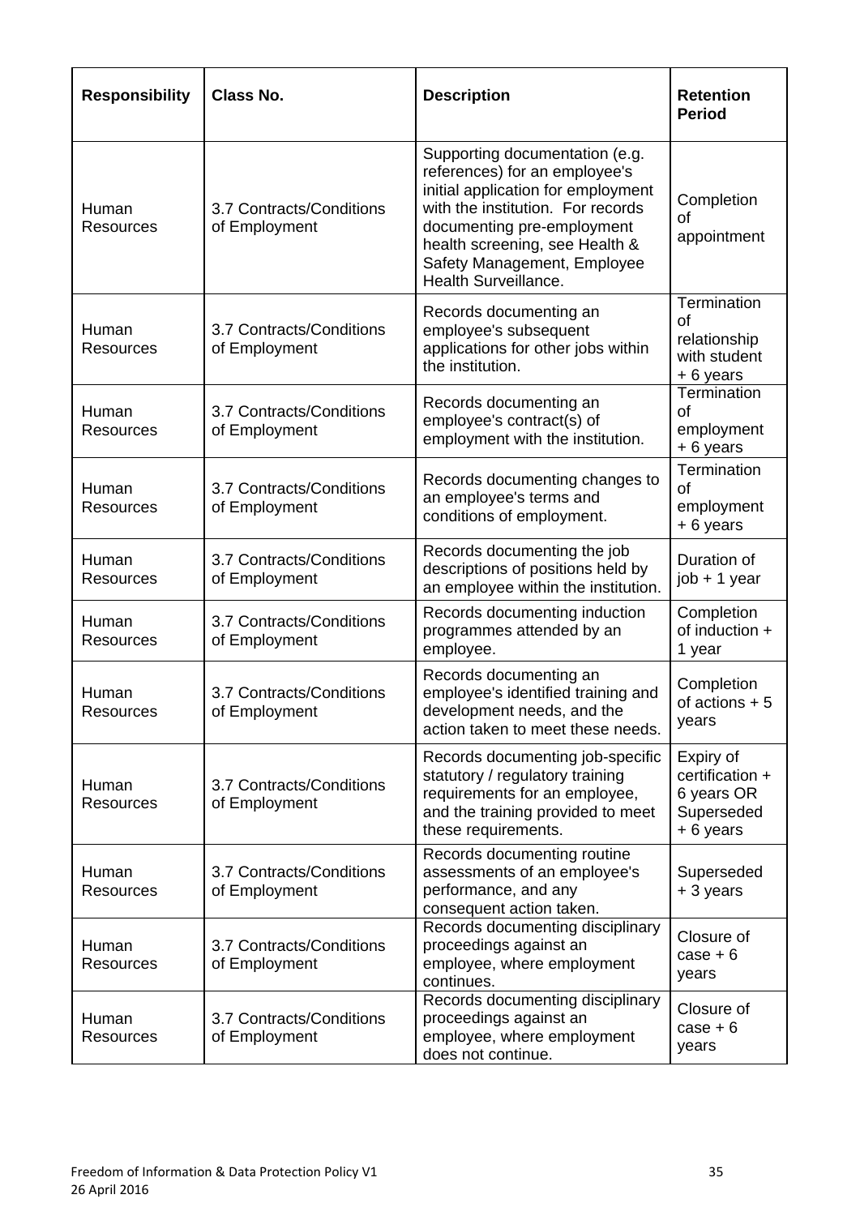| Responsibility | Class No. | Description | Retention Period |
|---|---|---|---|
| Human Resources | 3.7 Contracts/Conditions of Employment | Supporting documentation (e.g. references) for an employee's initial application for employment with the institution. For records documenting pre-employment health screening, see Health & Safety Management, Employee Health Surveillance. | Completion of appointment |
| Human Resources | 3.7 Contracts/Conditions of Employment | Records documenting an employee's subsequent applications for other jobs within the institution. | Termination of relationship with student + 6 years |
| Human Resources | 3.7 Contracts/Conditions of Employment | Records documenting an employee's contract(s) of employment with the institution. | Termination of employment + 6 years |
| Human Resources | 3.7 Contracts/Conditions of Employment | Records documenting changes to an employee's terms and conditions of employment. | Termination of employment + 6 years |
| Human Resources | 3.7 Contracts/Conditions of Employment | Records documenting the job descriptions of positions held by an employee within the institution. | Duration of job + 1 year |
| Human Resources | 3.7 Contracts/Conditions of Employment | Records documenting induction programmes attended by an employee. | Completion of induction + 1 year |
| Human Resources | 3.7 Contracts/Conditions of Employment | Records documenting an employee's identified training and development needs, and the action taken to meet these needs. | Completion of actions + 5 years |
| Human Resources | 3.7 Contracts/Conditions of Employment | Records documenting job-specific statutory / regulatory training requirements for an employee, and the training provided to meet these requirements. | Expiry of certification + 6 years OR Superseded + 6 years |
| Human Resources | 3.7 Contracts/Conditions of Employment | Records documenting routine assessments of an employee's performance, and any consequent action taken. | Superseded + 3 years |
| Human Resources | 3.7 Contracts/Conditions of Employment | Records documenting disciplinary proceedings against an employee, where employment continues. | Closure of case + 6 years |
| Human Resources | 3.7 Contracts/Conditions of Employment | Records documenting disciplinary proceedings against an employee, where employment does not continue. | Closure of case + 6 years |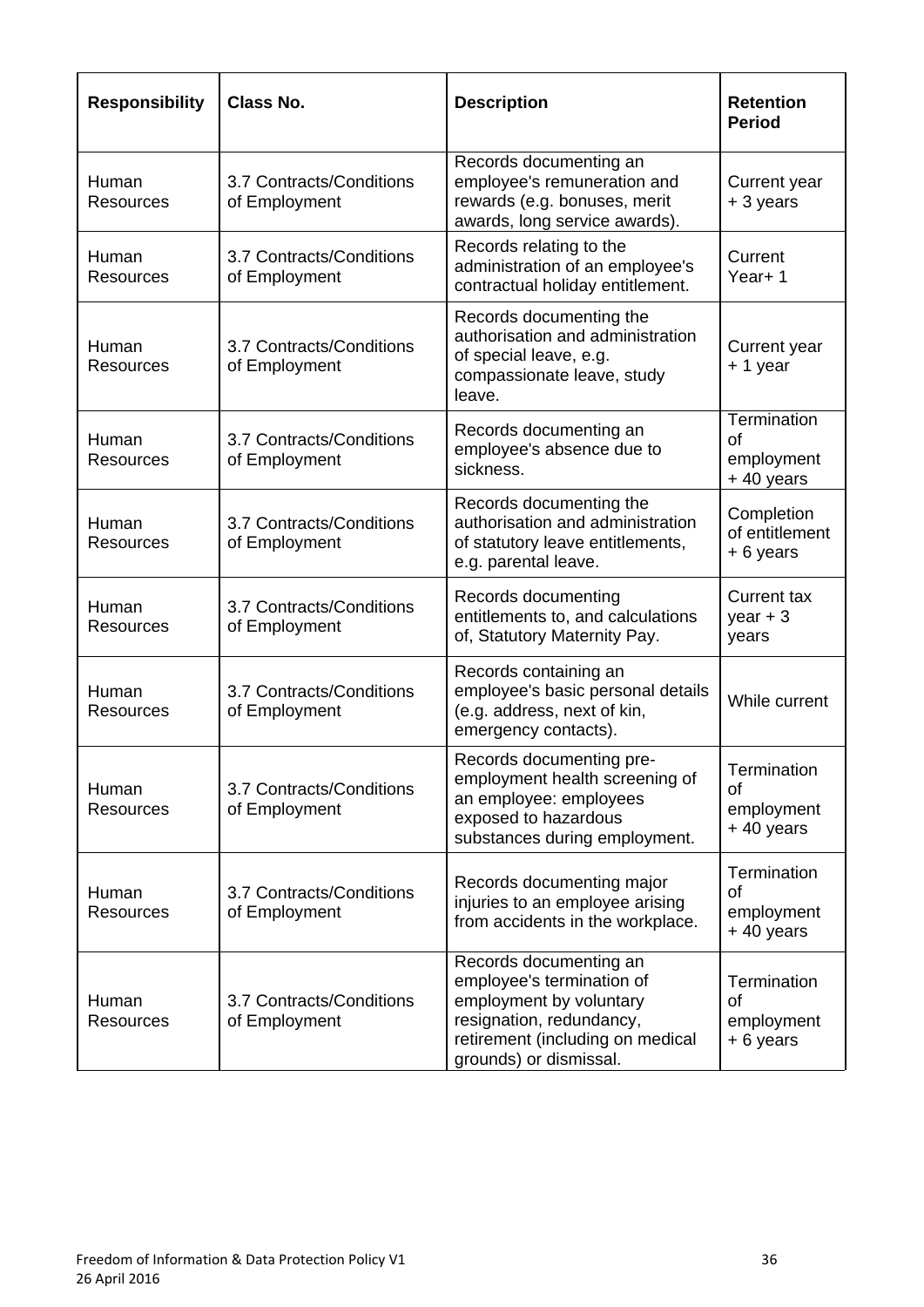| Responsibility | Class No. | Description | Retention Period |
|---|---|---|---|
| Human Resources | 3.7 Contracts/Conditions of Employment | Records documenting an employee's remuneration and rewards (e.g. bonuses, merit awards, long service awards). | Current year + 3 years |
| Human Resources | 3.7 Contracts/Conditions of Employment | Records relating to the administration of an employee's contractual holiday entitlement. | Current Year+ 1 |
| Human Resources | 3.7 Contracts/Conditions of Employment | Records documenting the authorisation and administration of special leave, e.g. compassionate leave, study leave. | Current year + 1 year |
| Human Resources | 3.7 Contracts/Conditions of Employment | Records documenting an employee's absence due to sickness. | Termination of employment + 40 years |
| Human Resources | 3.7 Contracts/Conditions of Employment | Records documenting the authorisation and administration of statutory leave entitlements, e.g. parental leave. | Completion of entitlement + 6 years |
| Human Resources | 3.7 Contracts/Conditions of Employment | Records documenting entitlements to, and calculations of, Statutory Maternity Pay. | Current tax year + 3 years |
| Human Resources | 3.7 Contracts/Conditions of Employment | Records containing an employee's basic personal details (e.g. address, next of kin, emergency contacts). | While current |
| Human Resources | 3.7 Contracts/Conditions of Employment | Records documenting pre-employment health screening of an employee: employees exposed to hazardous substances during employment. | Termination of employment + 40 years |
| Human Resources | 3.7 Contracts/Conditions of Employment | Records documenting major injuries to an employee arising from accidents in the workplace. | Termination of employment + 40 years |
| Human Resources | 3.7 Contracts/Conditions of Employment | Records documenting an employee's termination of employment by voluntary resignation, redundancy, retirement (including on medical grounds) or dismissal. | Termination of employment + 6 years |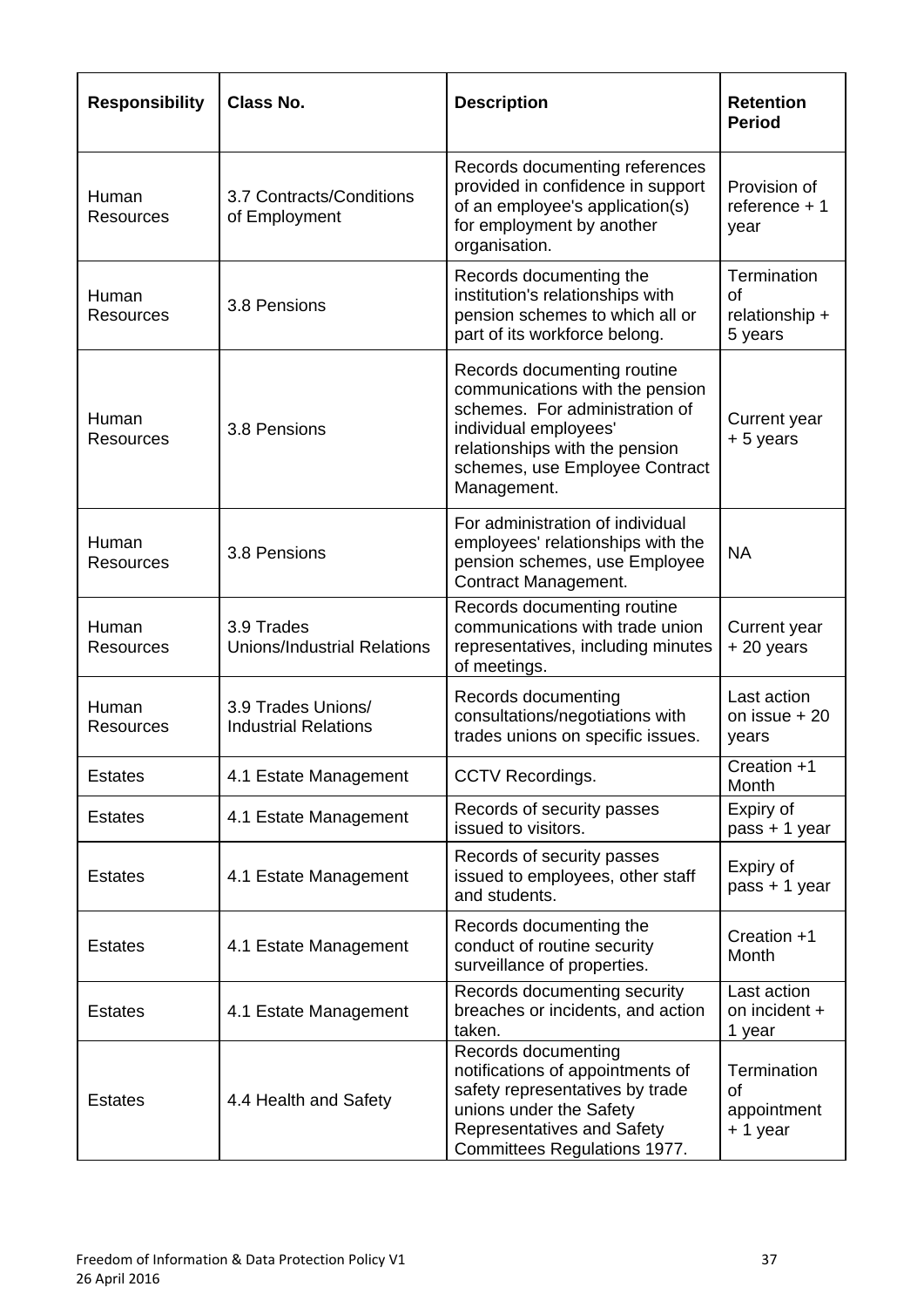| Responsibility | Class No. | Description | Retention Period |
|---|---|---|---|
| Human Resources | 3.7 Contracts/Conditions of Employment | Records documenting references provided in confidence in support of an employee's application(s) for employment by another organisation. | Provision of reference + 1 year |
| Human Resources | 3.8 Pensions | Records documenting the institution's relationships with pension schemes to which all or part of its workforce belong. | Termination of relationship + 5 years |
| Human Resources | 3.8 Pensions | Records documenting routine communications with the pension schemes. For administration of individual employees' relationships with the pension schemes, use Employee Contract Management. | Current year + 5 years |
| Human Resources | 3.8 Pensions | For administration of individual employees' relationships with the pension schemes, use Employee Contract Management. | NA |
| Human Resources | 3.9 Trades Unions/Industrial Relations | Records documenting routine communications with trade union representatives, including minutes of meetings. | Current year + 20 years |
| Human Resources | 3.9 Trades Unions/ Industrial Relations | Records documenting consultations/negotiations with trades unions on specific issues. | Last action on issue + 20 years |
| Estates | 4.1 Estate Management | CCTV Recordings. | Creation +1 Month |
| Estates | 4.1 Estate Management | Records of security passes issued to visitors. | Expiry of pass + 1 year |
| Estates | 4.1 Estate Management | Records of security passes issued to employees, other staff and students. | Expiry of pass + 1 year |
| Estates | 4.1 Estate Management | Records documenting the conduct of routine security surveillance of properties. | Creation +1 Month |
| Estates | 4.1 Estate Management | Records documenting security breaches or incidents, and action taken. | Last action on incident + 1 year |
| Estates | 4.4 Health and Safety | Records documenting notifications of appointments of safety representatives by trade unions under the Safety Representatives and Safety Committees Regulations 1977. | Termination of appointment + 1 year |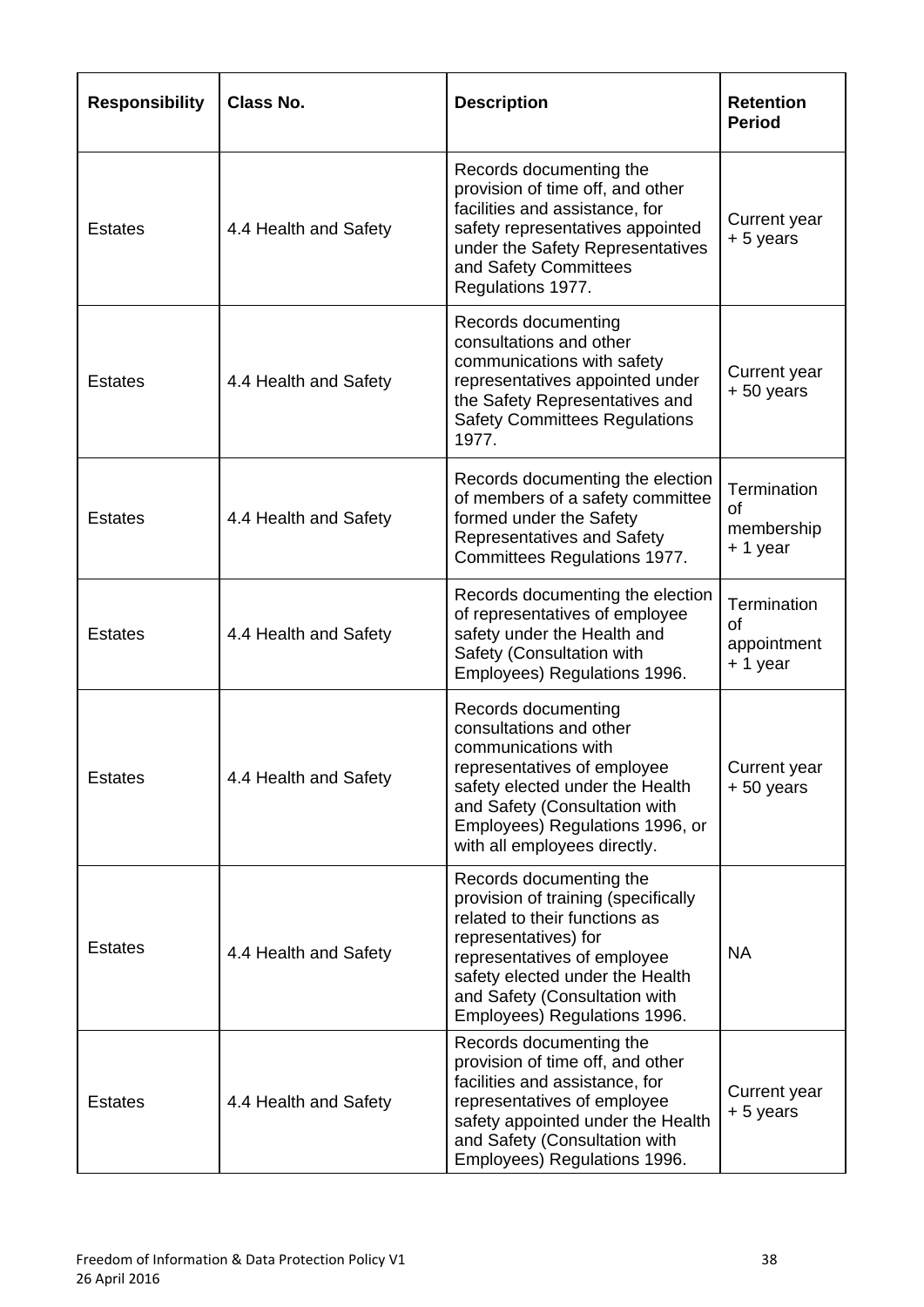| Responsibility | Class No. | Description | Retention Period |
|---|---|---|---|
| Estates | 4.4 Health and Safety | Records documenting the provision of time off, and other facilities and assistance, for safety representatives appointed under the Safety Representatives and Safety Committees Regulations 1977. | Current year + 5 years |
| Estates | 4.4 Health and Safety | Records documenting consultations and other communications with safety representatives appointed under the Safety Representatives and Safety Committees Regulations 1977. | Current year + 50 years |
| Estates | 4.4 Health and Safety | Records documenting the election of members of a safety committee formed under the Safety Representatives and Safety Committees Regulations 1977. | Termination of membership + 1 year |
| Estates | 4.4 Health and Safety | Records documenting the election of representatives of employee safety under the Health and Safety (Consultation with Employees) Regulations 1996. | Termination of appointment + 1 year |
| Estates | 4.4 Health and Safety | Records documenting consultations and other communications with representatives of employee safety elected under the Health and Safety (Consultation with Employees) Regulations 1996, or with all employees directly. | Current year + 50 years |
| Estates | 4.4 Health and Safety | Records documenting the provision of training (specifically related to their functions as representatives) for representatives of employee safety elected under the Health and Safety (Consultation with Employees) Regulations 1996. | NA |
| Estates | 4.4 Health and Safety | Records documenting the provision of time off, and other facilities and assistance, for representatives of employee safety appointed under the Health and Safety (Consultation with Employees) Regulations 1996. | Current year + 5 years |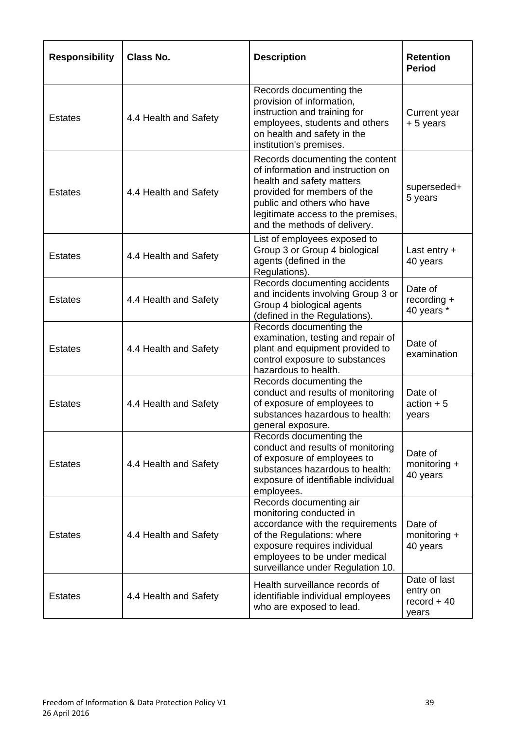| Responsibility | Class No. | Description | Retention Period |
|---|---|---|---|
| Estates | 4.4 Health and Safety | Records documenting the provision of information, instruction and training for employees, students and others on health and safety in the institution's premises. | Current year + 5 years |
| Estates | 4.4 Health and Safety | Records documenting the content of information and instruction on health and safety matters provided for members of the public and others who have legitimate access to the premises, and the methods of delivery. | superseded+ 5 years |
| Estates | 4.4 Health and Safety | List of employees exposed to Group 3 or Group 4 biological agents (defined in the Regulations). | Last entry + 40 years |
| Estates | 4.4 Health and Safety | Records documenting accidents and incidents involving Group 3 or Group 4 biological agents (defined in the Regulations). | Date of recording + 40 years * |
| Estates | 4.4 Health and Safety | Records documenting the examination, testing and repair of plant and equipment provided to control exposure to substances hazardous to health. | Date of examination |
| Estates | 4.4 Health and Safety | Records documenting the conduct and results of monitoring of exposure of employees to substances hazardous to health: general exposure. | Date of action + 5 years |
| Estates | 4.4 Health and Safety | Records documenting the conduct and results of monitoring of exposure of employees to substances hazardous to health: exposure of identifiable individual employees. | Date of monitoring + 40 years |
| Estates | 4.4 Health and Safety | Records documenting air monitoring conducted in accordance with the requirements of the Regulations: where exposure requires individual employees to be under medical surveillance under Regulation 10. | Date of monitoring + 40 years |
| Estates | 4.4 Health and Safety | Health surveillance records of identifiable individual employees who are exposed to lead. | Date of last entry on record + 40 years |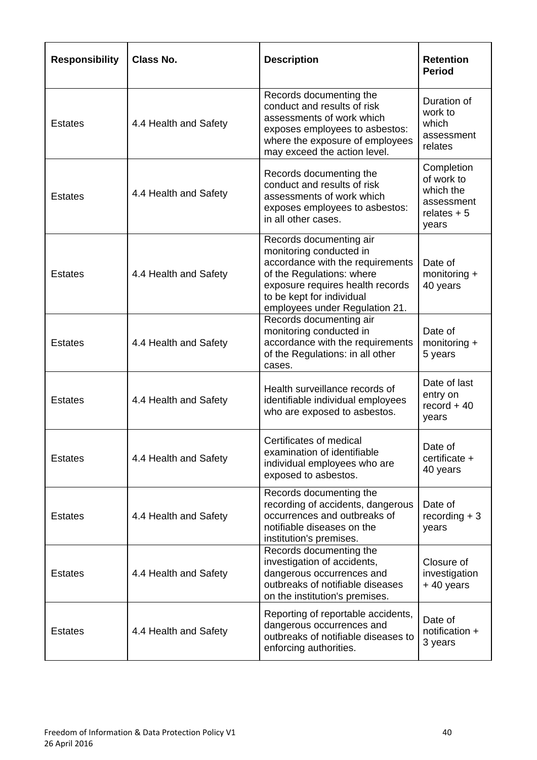| **Responsibility** | **Class No.** | **Description** | **Retention Period** |
|---|---|---|---|
| Estates | 4.4 Health and Safety | Records documenting the conduct and results of risk assessments of work which exposes employees to asbestos: where the exposure of employees may exceed the action level. | Duration of work to which assessment relates |
| Estates | 4.4 Health and Safety | Records documenting the conduct and results of risk assessments of work which exposes employees to asbestos: in all other cases. | Completion of work to which the assessment relates + 5 years |
| Estates | 4.4 Health and Safety | Records documenting air monitoring conducted in accordance with the requirements of the Regulations: where exposure requires health records to be kept for individual employees under Regulation 21. | Date of monitoring + 40 years |
| Estates | 4.4 Health and Safety | Records documenting air monitoring conducted in accordance with the requirements of the Regulations: in all other cases. | Date of monitoring + 5 years |
| Estates | 4.4 Health and Safety | Health surveillance records of identifiable individual employees who are exposed to asbestos. | Date of last entry on record + 40 years |
| Estates | 4.4 Health and Safety | Certificates of medical examination of identifiable individual employees who are exposed to asbestos. | Date of certificate + 40 years |
| Estates | 4.4 Health and Safety | Records documenting the recording of accidents, dangerous occurrences and outbreaks of notifiable diseases on the institution's premises. | Date of recording + 3 years |
| Estates | 4.4 Health and Safety | Records documenting the investigation of accidents, dangerous occurrences and outbreaks of notifiable diseases on the institution's premises. | Closure of investigation + 40 years |
| Estates | 4.4 Health and Safety | Reporting of reportable accidents, dangerous occurrences and outbreaks of notifiable diseases to enforcing authorities. | Date of notification + 3 years |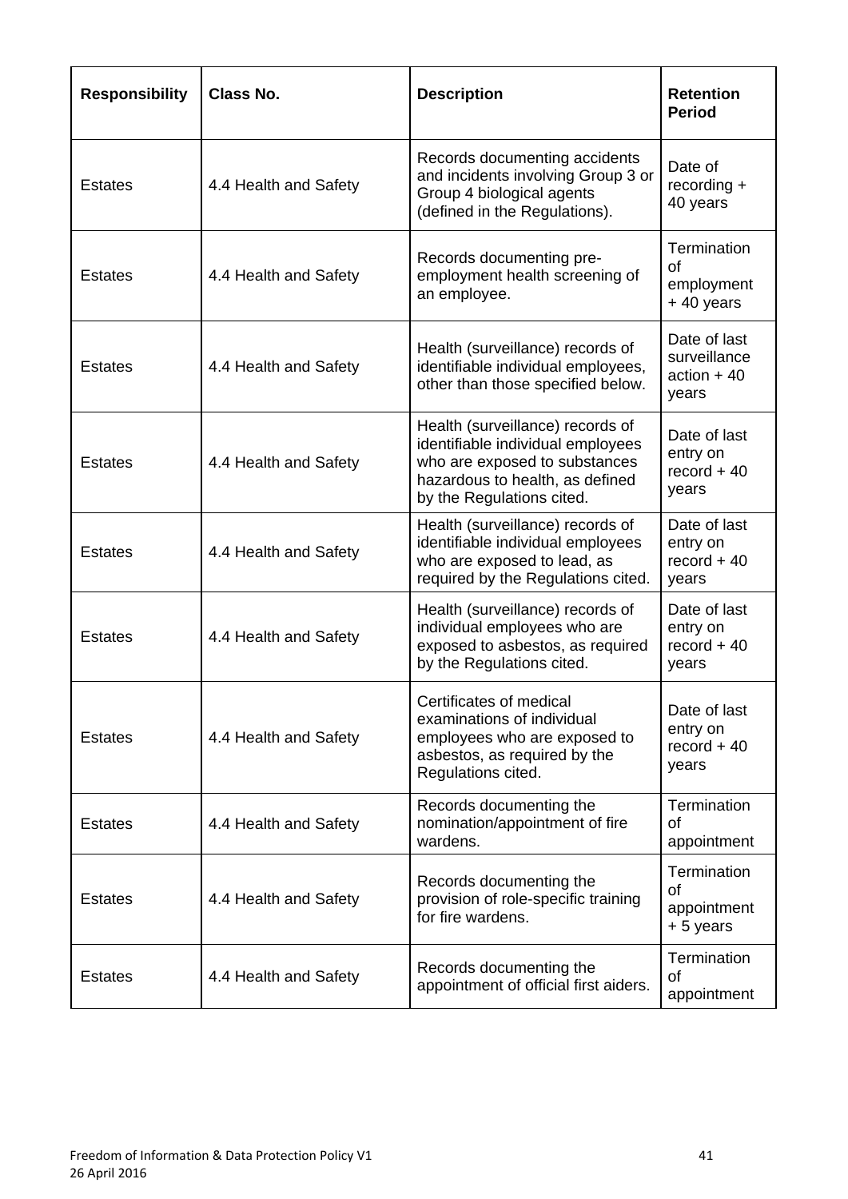| Responsibility | Class No. | Description | Retention Period |
|---|---|---|---|
| Estates | 4.4 Health and Safety | Records documenting accidents and incidents involving Group 3 or Group 4 biological agents (defined in the Regulations). | Date of recording + 40 years |
| Estates | 4.4 Health and Safety | Records documenting pre-employment health screening of an employee. | Termination of employment + 40 years |
| Estates | 4.4 Health and Safety | Health (surveillance) records of identifiable individual employees, other than those specified below. | Date of last surveillance action + 40 years |
| Estates | 4.4 Health and Safety | Health (surveillance) records of identifiable individual employees who are exposed to substances hazardous to health, as defined by the Regulations cited. | Date of last entry on record + 40 years |
| Estates | 4.4 Health and Safety | Health (surveillance) records of identifiable individual employees who are exposed to lead, as required by the Regulations cited. | Date of last entry on record + 40 years |
| Estates | 4.4 Health and Safety | Health (surveillance) records of individual employees who are exposed to asbestos, as required by the Regulations cited. | Date of last entry on record + 40 years |
| Estates | 4.4 Health and Safety | Certificates of medical examinations of individual employees who are exposed to asbestos, as required by the Regulations cited. | Date of last entry on record + 40 years |
| Estates | 4.4 Health and Safety | Records documenting the nomination/appointment of fire wardens. | Termination of appointment |
| Estates | 4.4 Health and Safety | Records documenting the provision of role-specific training for fire wardens. | Termination of appointment + 5 years |
| Estates | 4.4 Health and Safety | Records documenting the appointment of official first aiders. | Termination of appointment |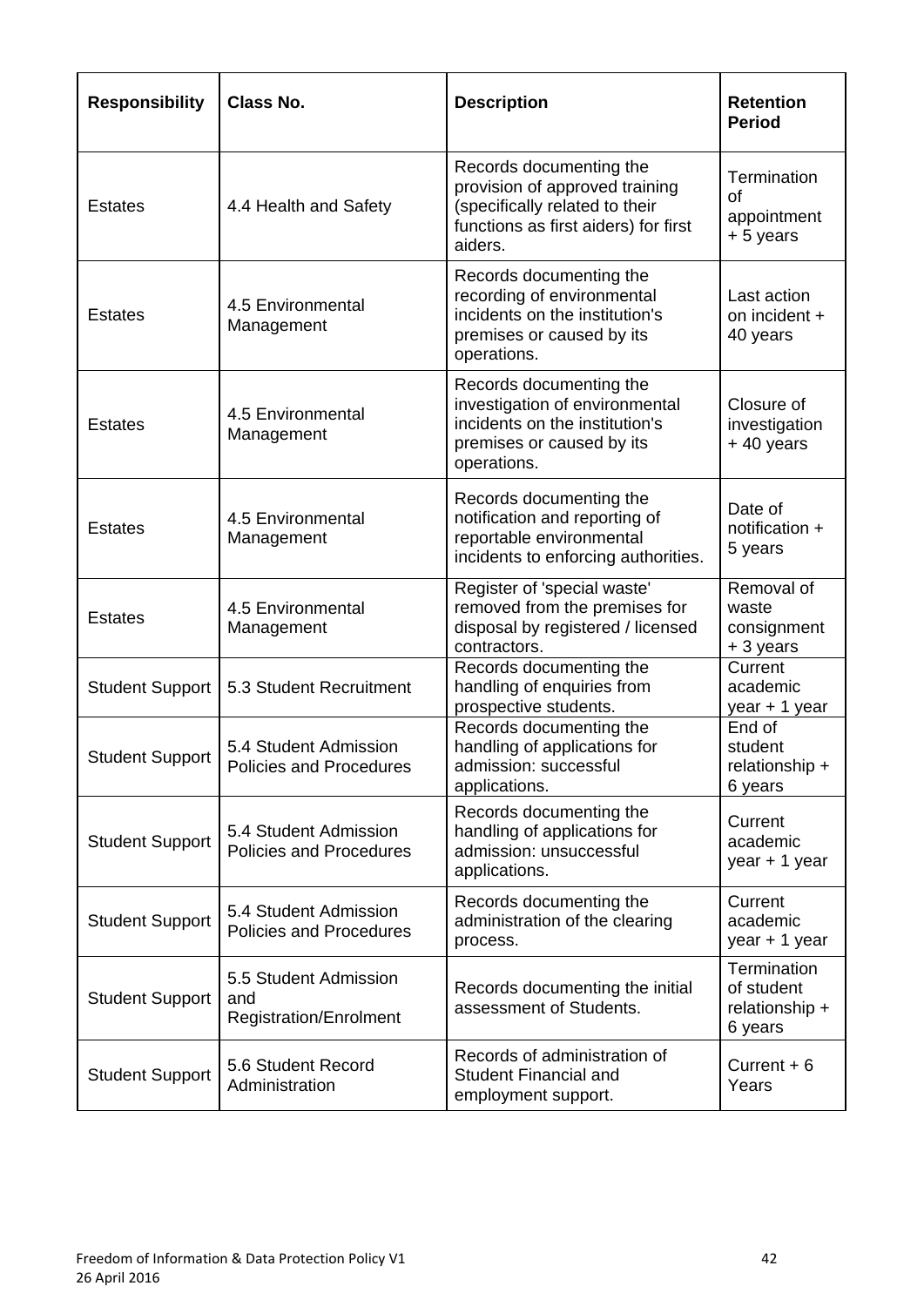| Responsibility | Class No. | Description | Retention Period |
|---|---|---|---|
| Estates | 4.4 Health and Safety | Records documenting the provision of approved training (specifically related to their functions as first aiders) for first aiders. | Termination of appointment + 5 years |
| Estates | 4.5 Environmental Management | Records documenting the recording of environmental incidents on the institution's premises or caused by its operations. | Last action on incident + 40 years |
| Estates | 4.5 Environmental Management | Records documenting the investigation of environmental incidents on the institution's premises or caused by its operations. | Closure of investigation + 40 years |
| Estates | 4.5 Environmental Management | Records documenting the notification and reporting of reportable environmental incidents to enforcing authorities. | Date of notification + 5 years |
| Estates | 4.5 Environmental Management | Register of 'special waste' removed from the premises for disposal by registered / licensed contractors. | Removal of waste consignment + 3 years |
| Student Support | 5.3 Student Recruitment | Records documenting the handling of enquiries from prospective students. | Current academic year + 1 year |
| Student Support | 5.4 Student Admission Policies and Procedures | Records documenting the handling of applications for admission: successful applications. | End of student relationship + 6 years |
| Student Support | 5.4 Student Admission Policies and Procedures | Records documenting the handling of applications for admission: unsuccessful applications. | Current academic year + 1 year |
| Student Support | 5.4 Student Admission Policies and Procedures | Records documenting the administration of the clearing process. | Current academic year + 1 year |
| Student Support | 5.5 Student Admission and Registration/Enrolment | Records documenting the initial assessment of Students. | Termination of student relationship + 6 years |
| Student Support | 5.6 Student Record Administration | Records of administration of Student Financial and employment support. | Current + 6 Years |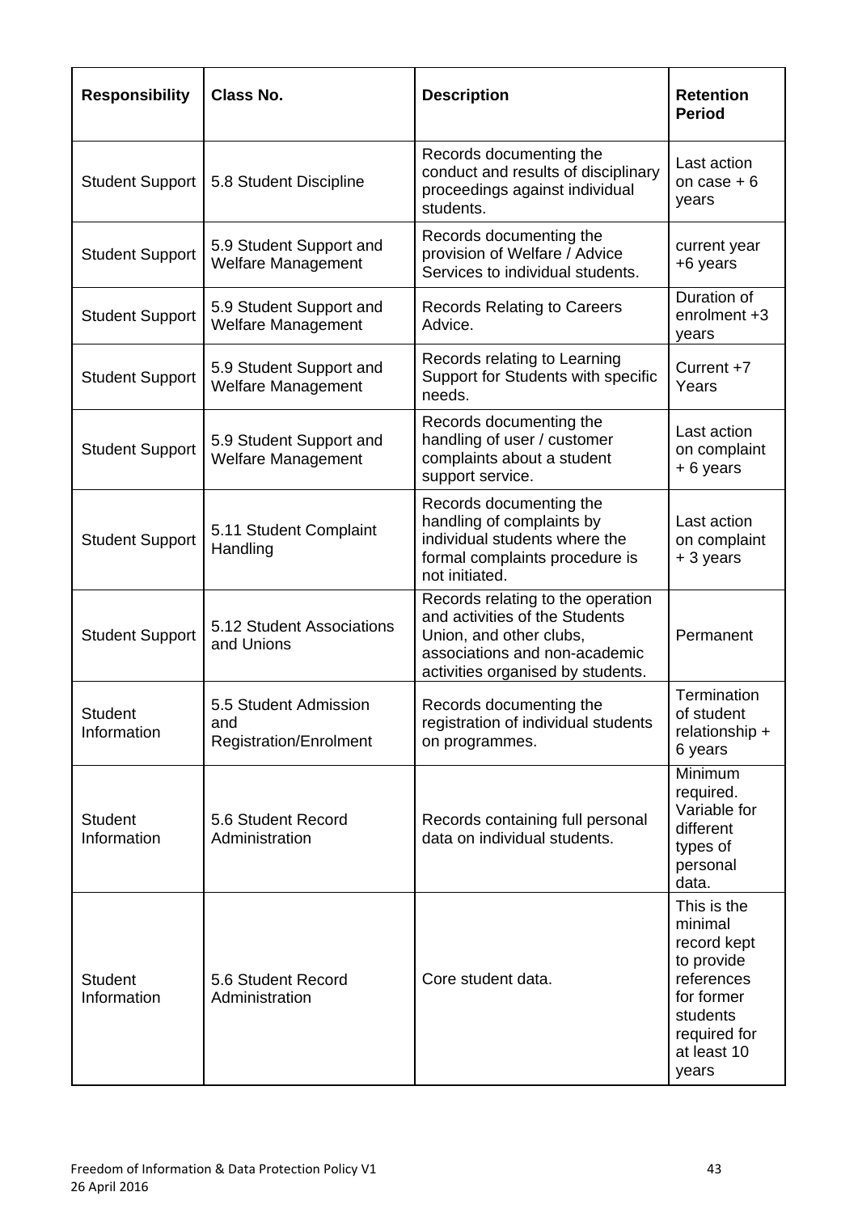| Responsibility | Class No. | Description | Retention Period |
|---|---|---|---|
| Student Support | 5.8 Student Discipline | Records documenting the conduct and results of disciplinary proceedings against individual students. | Last action on case + 6 years |
| Student Support | 5.9 Student Support and Welfare Management | Records documenting the provision of Welfare / Advice Services to individual students. | current year +6 years |
| Student Support | 5.9 Student Support and Welfare Management | Records Relating to Careers Advice. | Duration of enrolment +3 years |
| Student Support | 5.9 Student Support and Welfare Management | Records relating to Learning Support for Students with specific needs. | Current +7 Years |
| Student Support | 5.9 Student Support and Welfare Management | Records documenting the handling of user / customer complaints about a student support service. | Last action on complaint + 6 years |
| Student Support | 5.11 Student Complaint Handling | Records documenting the handling of complaints by individual students where the formal complaints procedure is not initiated. | Last action on complaint + 3 years |
| Student Support | 5.12 Student Associations and Unions | Records relating to the operation and activities of the Students Union, and other clubs, associations and non-academic activities organised by students. | Permanent |
| Student Information | 5.5 Student Admission and Registration/Enrolment | Records documenting the registration of individual students on programmes. | Termination of student relationship + 6 years |
| Student Information | 5.6 Student Record Administration | Records containing full personal data on individual students. | Minimum required. Variable for different types of personal data. |
| Student Information | 5.6 Student Record Administration | Core student data. | This is the minimal record kept to provide references for former students required for at least 10 years |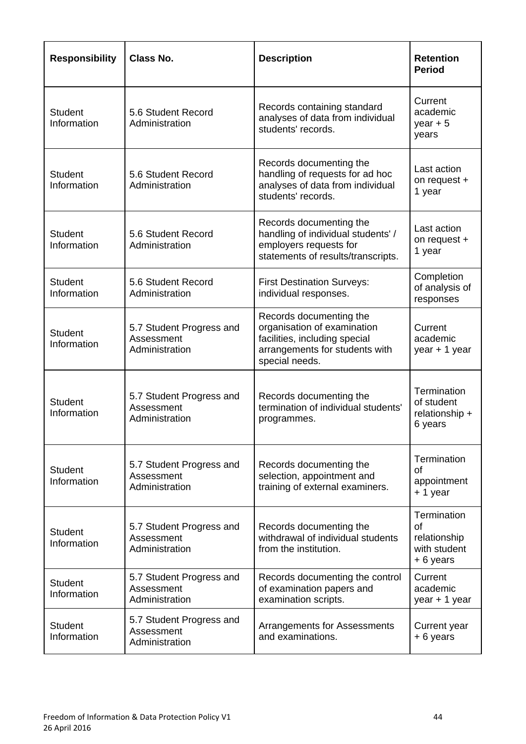| Responsibility | Class No. | Description | Retention Period |
|---|---|---|---|
| Student Information | 5.6 Student Record Administration | Records containing standard analyses of data from individual students' records. | Current academic year + 5 years |
| Student Information | 5.6 Student Record Administration | Records documenting the handling of requests for ad hoc analyses of data from individual students' records. | Last action on request + 1 year |
| Student Information | 5.6 Student Record Administration | Records documenting the handling of individual students' / employers requests for statements of results/transcripts. | Last action on request + 1 year |
| Student Information | 5.6 Student Record Administration | First Destination Surveys: individual responses. | Completion of analysis of responses |
| Student Information | 5.7 Student Progress and Assessment Administration | Records documenting the organisation of examination facilities, including special arrangements for students with special needs. | Current academic year + 1 year |
| Student Information | 5.7 Student Progress and Assessment Administration | Records documenting the termination of individual students' programmes. | Termination of student relationship + 6 years |
| Student Information | 5.7 Student Progress and Assessment Administration | Records documenting the selection, appointment and training of external examiners. | Termination of appointment + 1 year |
| Student Information | 5.7 Student Progress and Assessment Administration | Records documenting the withdrawal of individual students from the institution. | Termination of relationship with student + 6 years |
| Student Information | 5.7 Student Progress and Assessment Administration | Records documenting the control of examination papers and examination scripts. | Current academic year + 1 year |
| Student Information | 5.7 Student Progress and Assessment Administration | Arrangements for Assessments and examinations. | Current year + 6 years |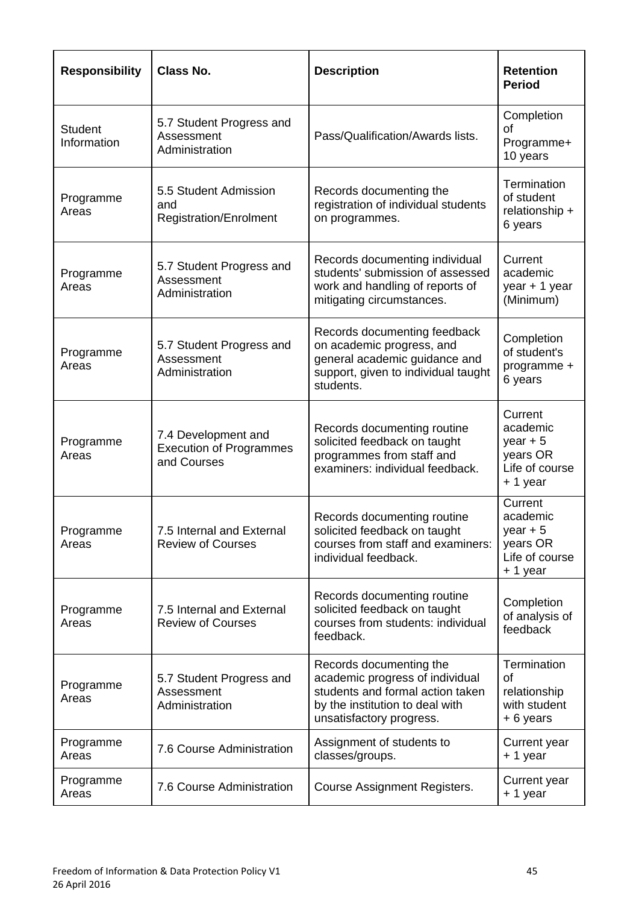| Responsibility | Class No. | Description | Retention Period |
| --- | --- | --- | --- |
| Student Information | 5.7 Student Progress and Assessment Administration | Pass/Qualification/Awards lists. | Completion of Programme+ 10 years |
| Programme Areas | 5.5 Student Admission and Registration/Enrolment | Records documenting the registration of individual students on programmes. | Termination of student relationship + 6 years |
| Programme Areas | 5.7 Student Progress and Assessment Administration | Records documenting individual students' submission of assessed work and handling of reports of mitigating circumstances. | Current academic year + 1 year (Minimum) |
| Programme Areas | 5.7 Student Progress and Assessment Administration | Records documenting feedback on academic progress, and general academic guidance and support, given to individual taught students. | Completion of student's programme + 6 years |
| Programme Areas | 7.4 Development and Execution of Programmes and Courses | Records documenting routine solicited feedback on taught programmes from staff and examiners: individual feedback. | Current academic year + 5 years OR Life of course + 1 year |
| Programme Areas | 7.5 Internal and External Review of Courses | Records documenting routine solicited feedback on taught courses from staff and examiners: individual feedback. | Current academic year + 5 years OR Life of course + 1 year |
| Programme Areas | 7.5 Internal and External Review of Courses | Records documenting routine solicited feedback on taught courses from students: individual feedback. | Completion of analysis of feedback |
| Programme Areas | 5.7 Student Progress and Assessment Administration | Records documenting the academic progress of individual students and formal action taken by the institution to deal with unsatisfactory progress. | Termination of relationship with student + 6 years |
| Programme Areas | 7.6 Course Administration | Assignment of students to classes/groups. | Current year + 1 year |
| Programme Areas | 7.6 Course Administration | Course Assignment Registers. | Current year + 1 year |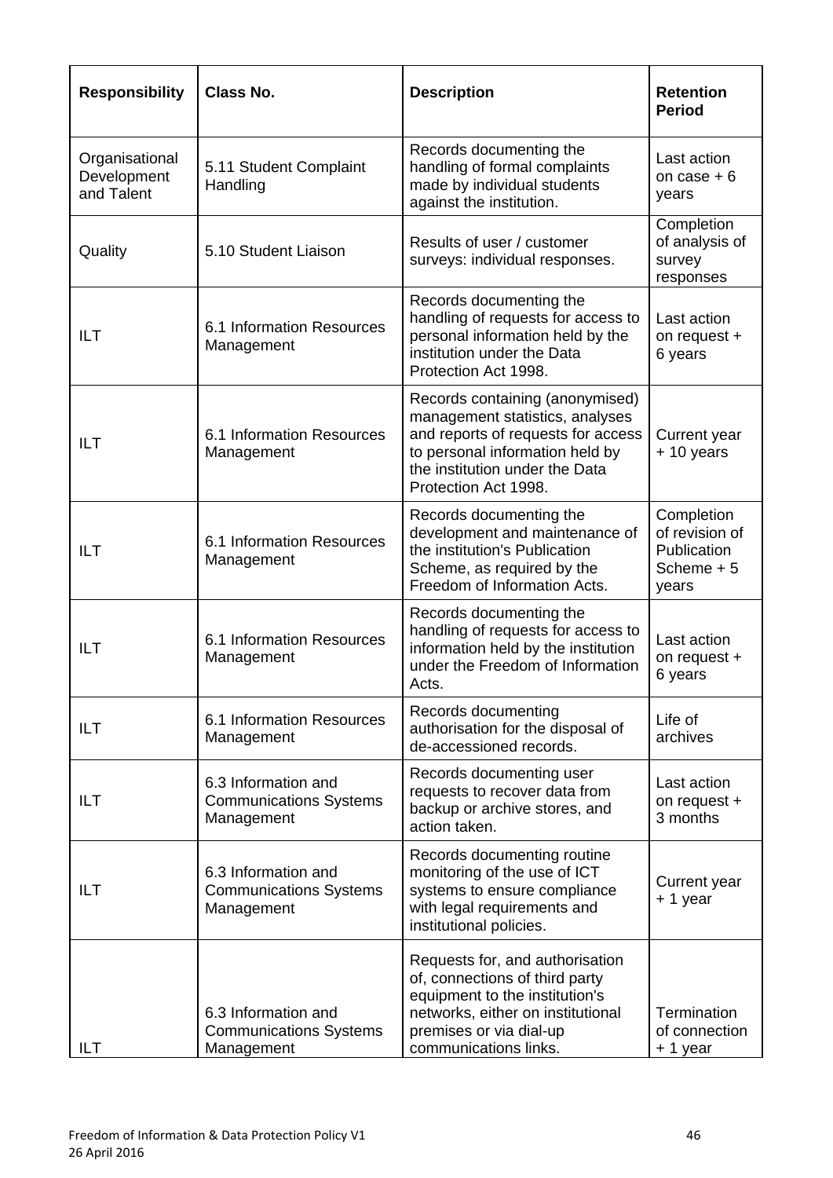| Responsibility | Class No. | Description | Retention Period |
|---|---|---|---|
| Organisational Development and Talent | 5.11 Student Complaint Handling | Records documenting the handling of formal complaints made by individual students against the institution. | Last action on case + 6 years |
| Quality | 5.10 Student Liaison | Results of user / customer surveys: individual responses. | Completion of analysis of survey responses |
| ILT | 6.1 Information Resources Management | Records documenting the handling of requests for access to personal information held by the institution under the Data Protection Act 1998. | Last action on request + 6 years |
| ILT | 6.1 Information Resources Management | Records containing (anonymised) management statistics, analyses and reports of requests for access to personal information held by the institution under the Data Protection Act 1998. | Current year + 10 years |
| ILT | 6.1 Information Resources Management | Records documenting the development and maintenance of the institution's Publication Scheme, as required by the Freedom of Information Acts. | Completion of revision of Publication Scheme + 5 years |
| ILT | 6.1 Information Resources Management | Records documenting the handling of requests for access to information held by the institution under the Freedom of Information Acts. | Last action on request + 6 years |
| ILT | 6.1 Information Resources Management | Records documenting authorisation for the disposal of de-accessioned records. | Life of archives |
| ILT | 6.3 Information and Communications Systems Management | Records documenting user requests to recover data from backup or archive stores, and action taken. | Last action on request + 3 months |
| ILT | 6.3 Information and Communications Systems Management | Records documenting routine monitoring of the use of ICT systems to ensure compliance with legal requirements and institutional policies. | Current year + 1 year |
| ILT | 6.3 Information and Communications Systems Management | Requests for, and authorisation of, connections of third party equipment to the institution's networks, either on institutional premises or via dial-up communications links. | Termination of connection + 1 year |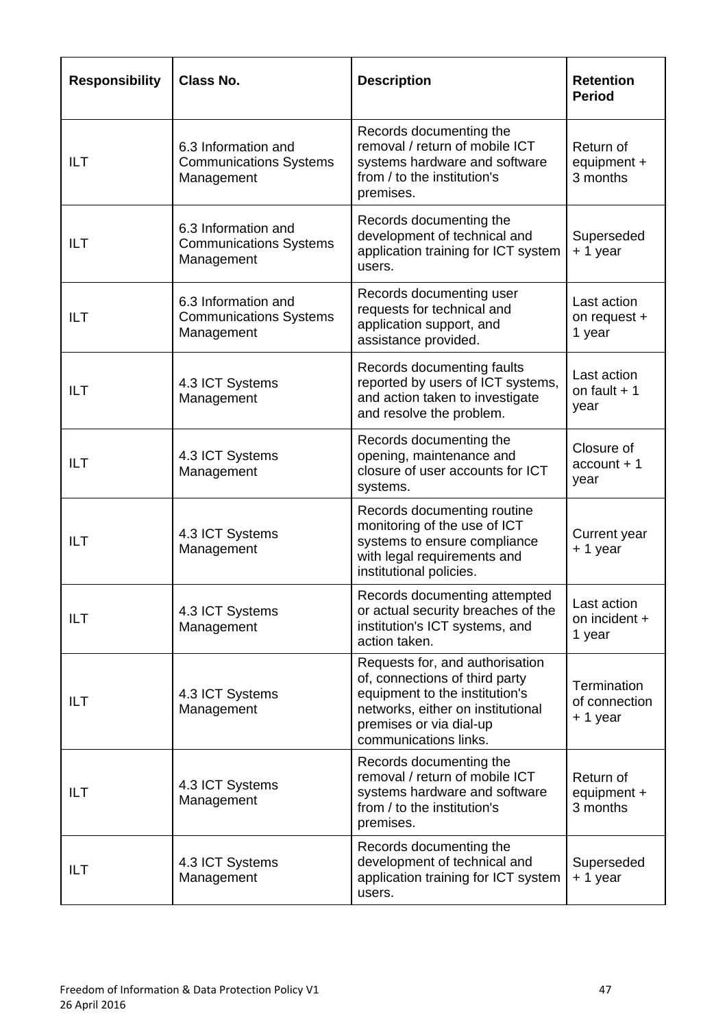| Responsibility | Class No. | Description | Retention Period |
|---|---|---|---|
| ILT | 6.3 Information and Communications Systems Management | Records documenting the removal / return of mobile ICT systems hardware and software from / to the institution's premises. | Return of equipment + 3 months |
| ILT | 6.3 Information and Communications Systems Management | Records documenting the development of technical and application training for ICT system users. | Superseded + 1 year |
| ILT | 6.3 Information and Communications Systems Management | Records documenting user requests for technical and application support, and assistance provided. | Last action on request + 1 year |
| ILT | 4.3 ICT Systems Management | Records documenting faults reported by users of ICT systems, and action taken to investigate and resolve the problem. | Last action on fault + 1 year |
| ILT | 4.3 ICT Systems Management | Records documenting the opening, maintenance and closure of user accounts for ICT systems. | Closure of account + 1 year |
| ILT | 4.3 ICT Systems Management | Records documenting routine monitoring of the use of ICT systems to ensure compliance with legal requirements and institutional policies. | Current year + 1 year |
| ILT | 4.3 ICT Systems Management | Records documenting attempted or actual security breaches of the institution's ICT systems, and action taken. | Last action on incident + 1 year |
| ILT | 4.3 ICT Systems Management | Requests for, and authorisation of, connections of third party equipment to the institution's networks, either on institutional premises or via dial-up communications links. | Termination of connection + 1 year |
| ILT | 4.3 ICT Systems Management | Records documenting the removal / return of mobile ICT systems hardware and software from / to the institution's premises. | Return of equipment + 3 months |
| ILT | 4.3 ICT Systems Management | Records documenting the development of technical and application training for ICT system users. | Superseded + 1 year |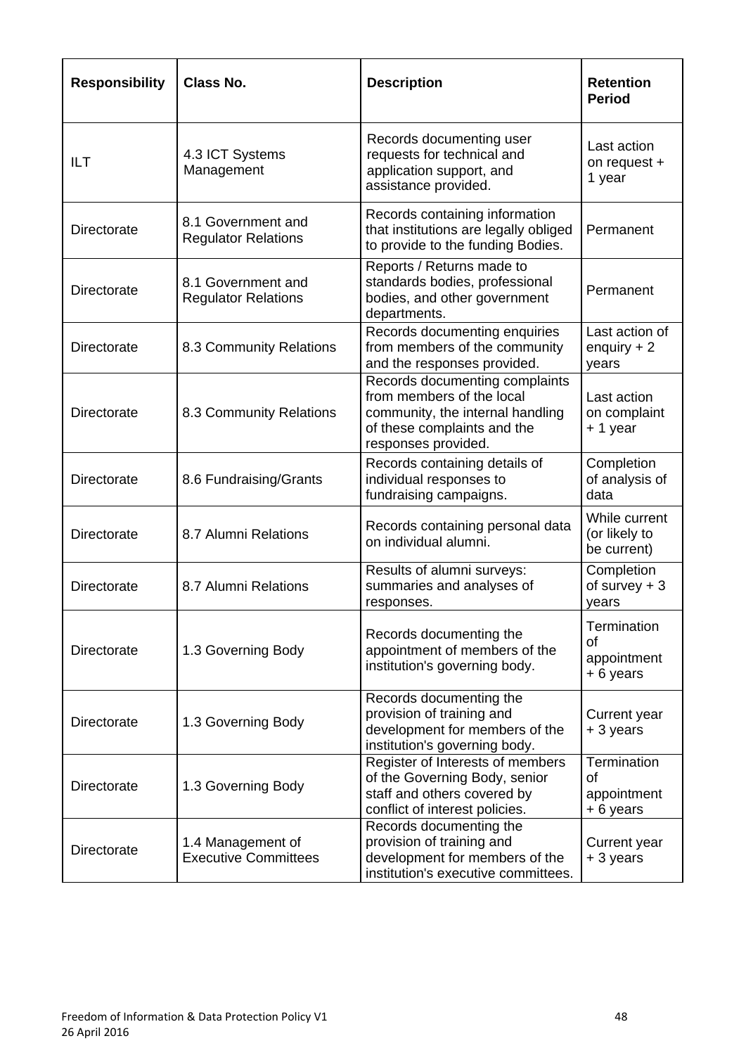| Responsibility | Class No. | Description | Retention Period |
|---|---|---|---|
| ILT | 4.3 ICT Systems Management | Records documenting user requests for technical and application support, and assistance provided. | Last action on request + 1 year |
| Directorate | 8.1 Government and Regulator Relations | Records containing information that institutions are legally obliged to provide to the funding Bodies. | Permanent |
| Directorate | 8.1 Government and Regulator Relations | Reports / Returns made to standards bodies, professional bodies, and other government departments. | Permanent |
| Directorate | 8.3 Community Relations | Records documenting enquiries from members of the community and the responses provided. | Last action of enquiry + 2 years |
| Directorate | 8.3 Community Relations | Records documenting complaints from members of the local community, the internal handling of these complaints and the responses provided. | Last action on complaint + 1 year |
| Directorate | 8.6 Fundraising/Grants | Records containing details of individual responses to fundraising campaigns. | Completion of analysis of data |
| Directorate | 8.7 Alumni Relations | Records containing personal data on individual alumni. | While current (or likely to be current) |
| Directorate | 8.7 Alumni Relations | Results of alumni surveys: summaries and analyses of responses. | Completion of survey + 3 years |
| Directorate | 1.3 Governing Body | Records documenting the appointment of members of the institution's governing body. | Termination of appointment + 6 years |
| Directorate | 1.3 Governing Body | Records documenting the provision of training and development for members of the institution's governing body. | Current year + 3 years |
| Directorate | 1.3 Governing Body | Register of Interests of members of the Governing Body, senior staff and others covered by conflict of interest policies. | Termination of appointment + 6 years |
| Directorate | 1.4 Management of Executive Committees | Records documenting the provision of training and development for members of the institution's executive committees. | Current year + 3 years |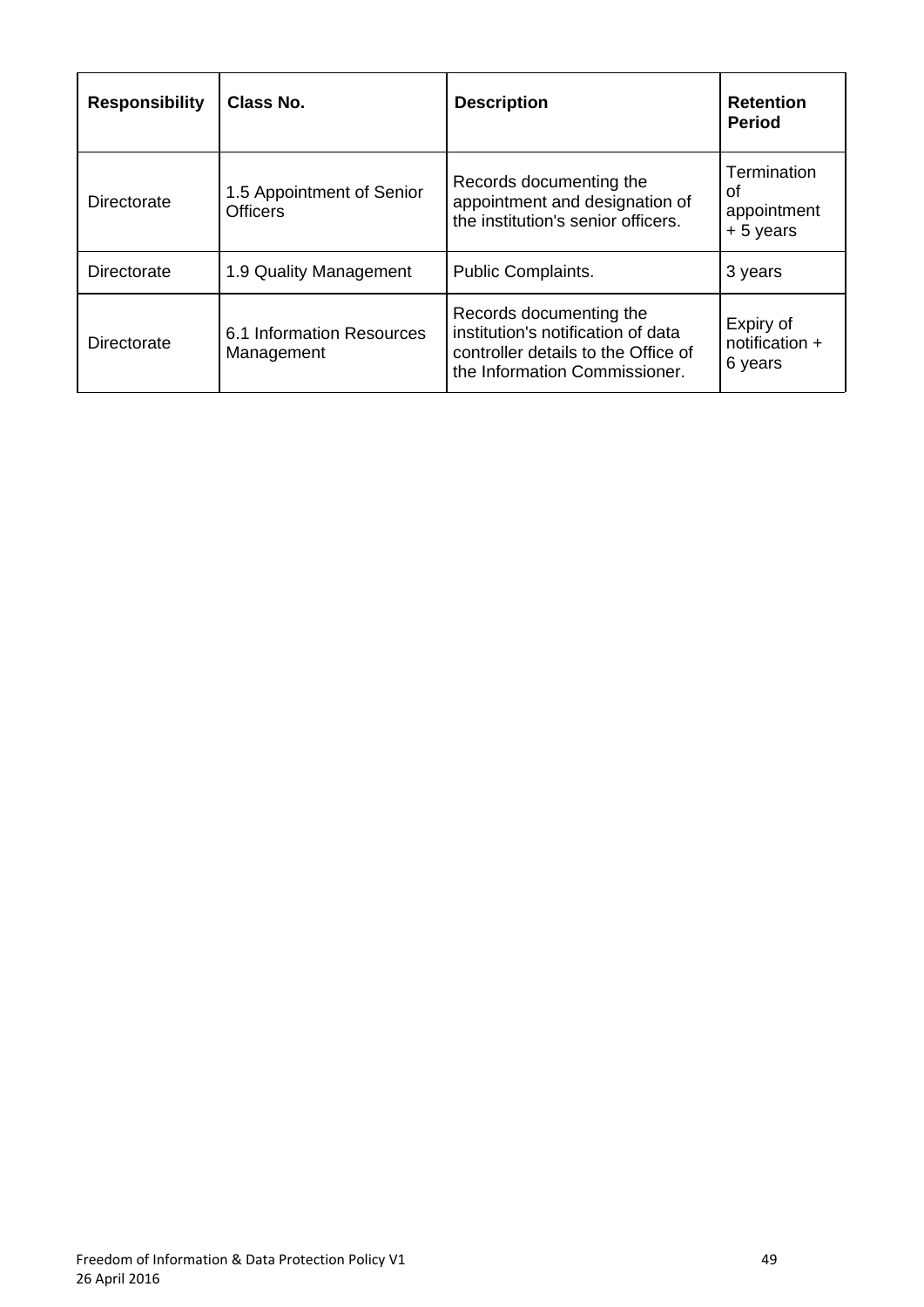| Responsibility | Class No. | Description | Retention Period |
|---|---|---|---|
| Directorate | 1.5 Appointment of Senior Officers | Records documenting the appointment and designation of the institution's senior officers. | Termination of appointment + 5 years |
| Directorate | 1.9 Quality Management | Public Complaints. | 3 years |
| Directorate | 6.1 Information Resources Management | Records documenting the institution's notification of data controller details to the Office of the Information Commissioner. | Expiry of notification + 6 years |